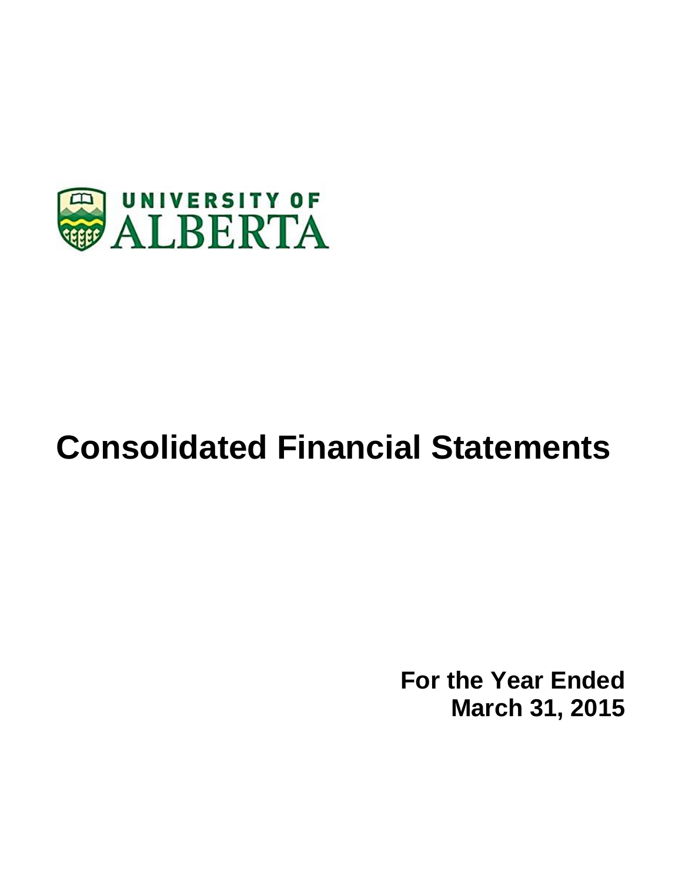UNIVERSITY OF ALBERTA

# Consolidated Financial Statements

**For the Year Ended**
**March 31, 2015**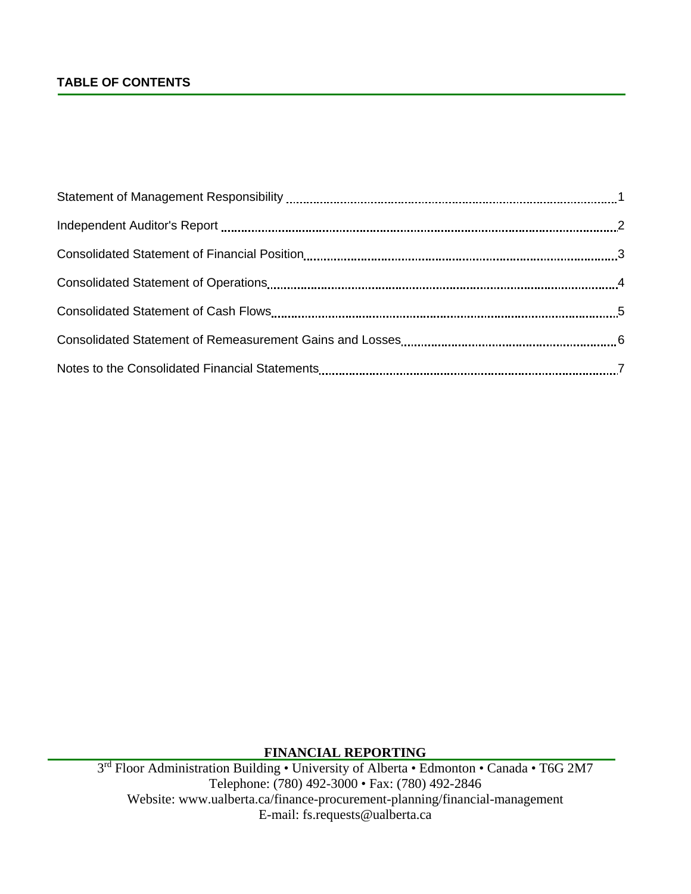## TABLE OF CONTENTS

| | |
|---|---|
| Statement of Management Responsibility | 1 |
| Independent Auditor's Report | 2 |
| Consolidated Statement of Financial Position | 3 |
| Consolidated Statement of Operations | 4 |
| Consolidated Statement of Cash Flows | 5 |
| Consolidated Statement of Remeasurement Gains and Losses | 6 |
| Notes to the Consolidated Financial Statements | 7 |

**FINANCIAL REPORTING**

3rd Floor Administration Building • University of Alberta • Edmonton • Canada • T6G 2M7
Telephone: (780) 492-3000 • Fax: (780) 492-2846
Website: www.ualberta.ca/finance-procurement-planning/financial-management
E-mail: fs.requests@ualberta.ca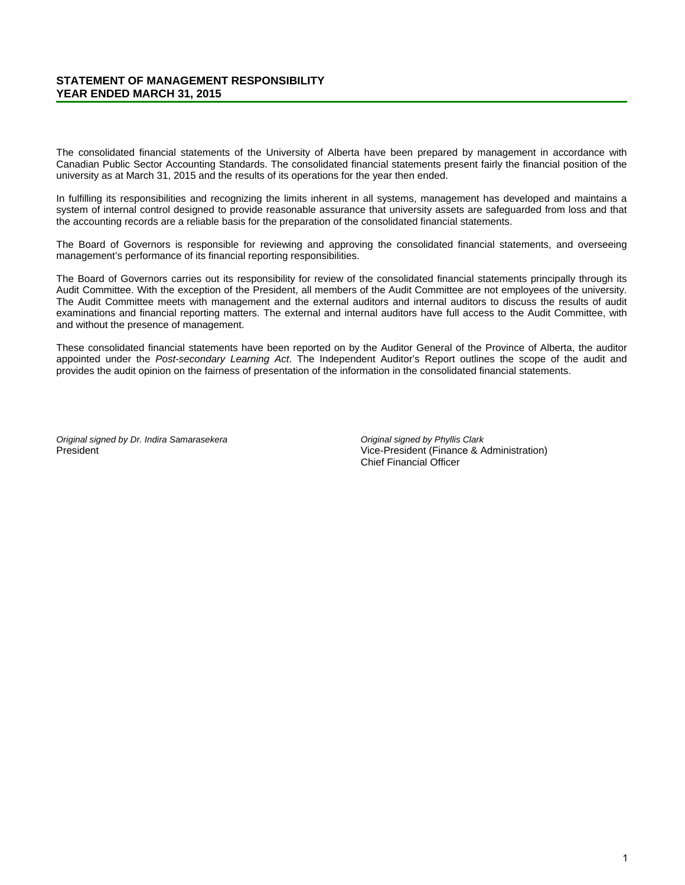## STATEMENT OF MANAGEMENT RESPONSIBILITY
## YEAR ENDED MARCH 31, 2015

The consolidated financial statements of the University of Alberta have been prepared by management in accordance with Canadian Public Sector Accounting Standards. The consolidated financial statements present fairly the financial position of the university as at March 31, 2015 and the results of its operations for the year then ended.

In fulfilling its responsibilities and recognizing the limits inherent in all systems, management has developed and maintains a system of internal control designed to provide reasonable assurance that university assets are safeguarded from loss and that the accounting records are a reliable basis for the preparation of the consolidated financial statements.

The Board of Governors is responsible for reviewing and approving the consolidated financial statements, and overseeing management's performance of its financial reporting responsibilities.

The Board of Governors carries out its responsibility for review of the consolidated financial statements principally through its Audit Committee. With the exception of the President, all members of the Audit Committee are not employees of the university. The Audit Committee meets with management and the external auditors and internal auditors to discuss the results of audit examinations and financial reporting matters. The external and internal auditors have full access to the Audit Committee, with and without the presence of management.

These consolidated financial statements have been reported on by the Auditor General of the Province of Alberta, the auditor appointed under the *Post-secondary Learning Act*. The Independent Auditor's Report outlines the scope of the audit and provides the audit opinion on the fairness of presentation of the information in the consolidated financial statements.

*Original signed by Dr. Indira Samarasekera*
President

*Original signed by Phyllis Clark*
Vice-President (Finance & Administration)
Chief Financial Officer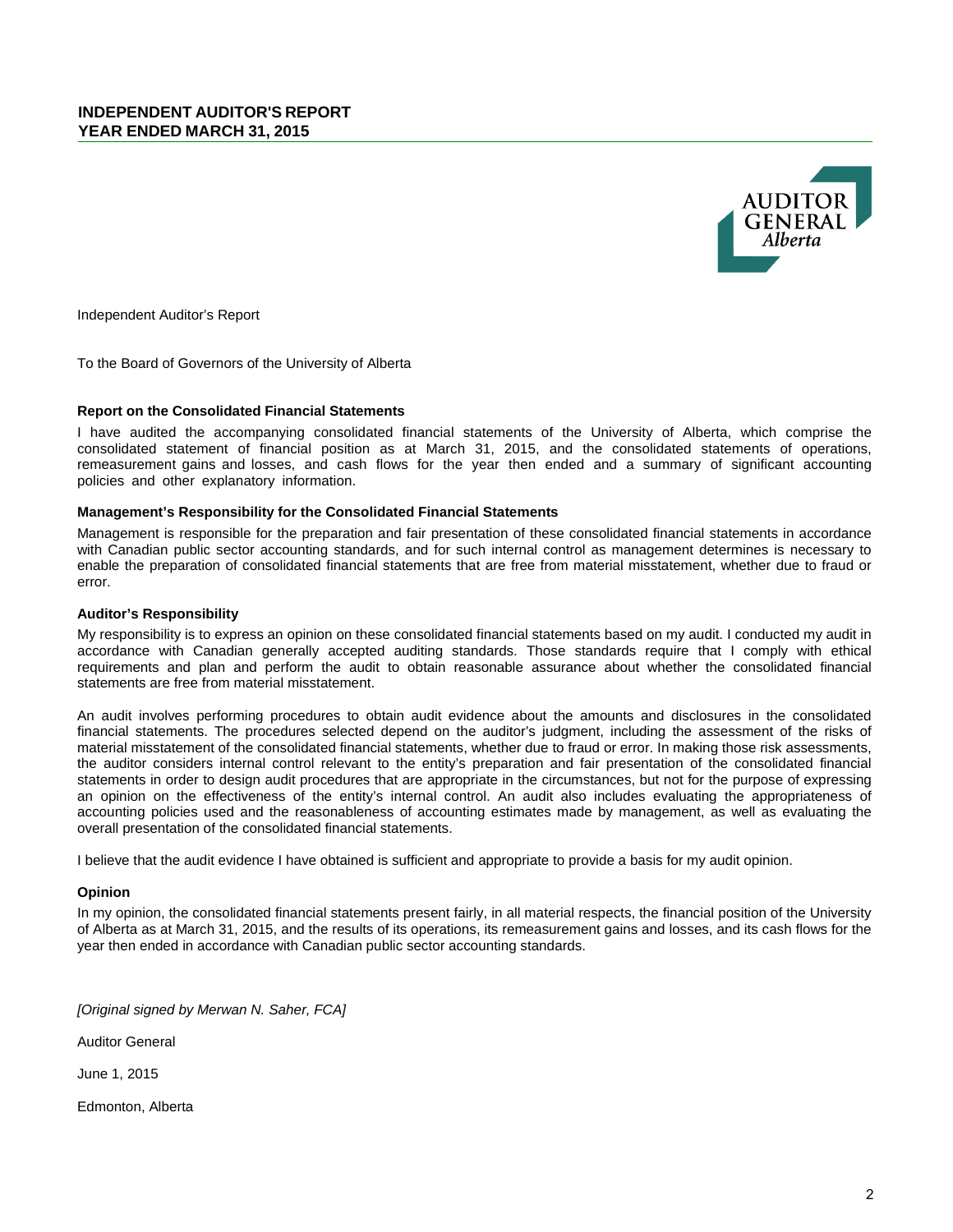**INDEPENDENT AUDITOR'S REPORT**
**YEAR ENDED MARCH 31, 2015**

AUDITOR
GENERAL
*Alberta*

Independent Auditor's Report

To the Board of Governors of the University of Alberta

**Report on the Consolidated Financial Statements**

I have audited the accompanying consolidated financial statements of the University of Alberta, which comprise the consolidated statement of financial position as at March 31, 2015, and the consolidated statements of operations, remeasurement gains and losses, and cash flows for the year then ended and a summary of significant accounting policies and other explanatory information.

**Management's Responsibility for the Consolidated Financial Statements**

Management is responsible for the preparation and fair presentation of these consolidated financial statements in accordance with Canadian public sector accounting standards, and for such internal control as management determines is necessary to enable the preparation of consolidated financial statements that are free from material misstatement, whether due to fraud or error.

**Auditor's Responsibility**

My responsibility is to express an opinion on these consolidated financial statements based on my audit. I conducted my audit in accordance with Canadian generally accepted auditing standards. Those standards require that I comply with ethical requirements and plan and perform the audit to obtain reasonable assurance about whether the consolidated financial statements are free from material misstatement.

An audit involves performing procedures to obtain audit evidence about the amounts and disclosures in the consolidated financial statements. The procedures selected depend on the auditor's judgment, including the assessment of the risks of material misstatement of the consolidated financial statements, whether due to fraud or error. In making those risk assessments, the auditor considers internal control relevant to the entity's preparation and fair presentation of the consolidated financial statements in order to design audit procedures that are appropriate in the circumstances, but not for the purpose of expressing an opinion on the effectiveness of the entity's internal control. An audit also includes evaluating the appropriateness of accounting policies used and the reasonableness of accounting estimates made by management, as well as evaluating the overall presentation of the consolidated financial statements.

I believe that the audit evidence I have obtained is sufficient and appropriate to provide a basis for my audit opinion.

**Opinion**

In my opinion, the consolidated financial statements present fairly, in all material respects, the financial position of the University of Alberta as at March 31, 2015, and the results of its operations, its remeasurement gains and losses, and its cash flows for the year then ended in accordance with Canadian public sector accounting standards.

*[Original signed by Merwan N. Saher, FCA]*

Auditor General

June 1, 2015

Edmonton, Alberta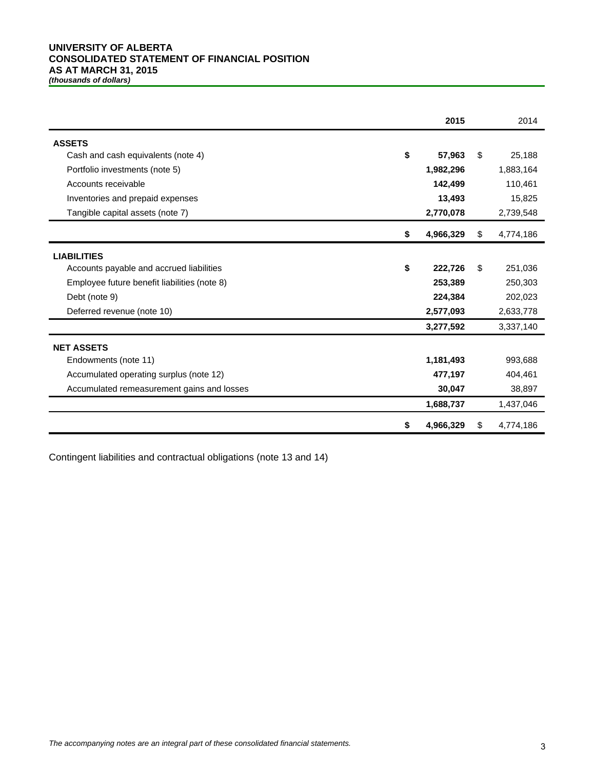# UNIVERSITY OF ALBERTA
## CONSOLIDATED STATEMENT OF FINANCIAL POSITION
## AS AT MARCH 31, 2015
***(thousands of dollars)***

| | **2015** | 2014 |
|---|---|---|
| **ASSETS** | | |
| Cash and cash equivalents (note 4) | **$ 57,963** | $ 25,188 |
| Portfolio investments (note 5) | **1,982,296** | 1,883,164 |
| Accounts receivable | **142,499** | 110,461 |
| Inventories and prepaid expenses | **13,493** | 15,825 |
| Tangible capital assets (note 7) | **2,770,078** | 2,739,548 |
| | **$ 4,966,329** | $ 4,774,186 |
| **LIABILITIES** | | |
| Accounts payable and accrued liabilities | **$ 222,726** | $ 251,036 |
| Employee future benefit liabilities (note 8) | **253,389** | 250,303 |
| Debt (note 9) | **224,384** | 202,023 |
| Deferred revenue (note 10) | **2,577,093** | 2,633,778 |
| | **3,277,592** | 3,337,140 |
| **NET ASSETS** | | |
| Endowments (note 11) | **1,181,493** | 993,688 |
| Accumulated operating surplus (note 12) | **477,197** | 404,461 |
| Accumulated remeasurement gains and losses | **30,047** | 38,897 |
| | **1,688,737** | 1,437,046 |
| | **$ 4,966,329** | $ 4,774,186 |

Contingent liabilities and contractual obligations (note 13 and 14)

*The accompanying notes are an integral part of these consolidated financial statements.*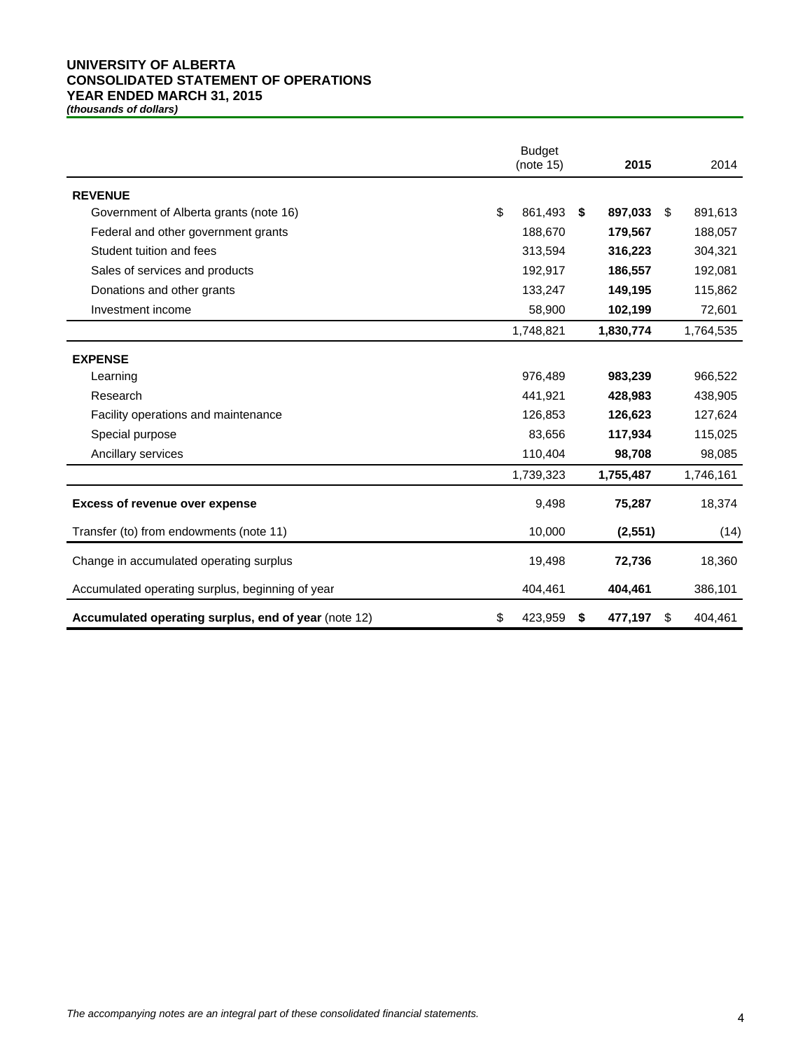**UNIVERSITY OF ALBERTA**
**CONSOLIDATED STATEMENT OF OPERATIONS**
**YEAR ENDED MARCH 31, 2015**
***(thousands of dollars)***

| | Budget (note 15) | **2015** | 2014 |
|---|---|---|---|
| **REVENUE** | | | |
| Government of Alberta grants (note 16) | $ 861,493 | **$ 897,033** | $ 891,613 |
| Federal and other government grants | 188,670 | **179,567** | 188,057 |
| Student tuition and fees | 313,594 | **316,223** | 304,321 |
| Sales of services and products | 192,917 | **186,557** | 192,081 |
| Donations and other grants | 133,247 | **149,195** | 115,862 |
| Investment income | 58,900 | **102,199** | 72,601 |
| | 1,748,821 | **1,830,774** | 1,764,535 |
| **EXPENSE** | | | |
| Learning | 976,489 | **983,239** | 966,522 |
| Research | 441,921 | **428,983** | 438,905 |
| Facility operations and maintenance | 126,853 | **126,623** | 127,624 |
| Special purpose | 83,656 | **117,934** | 115,025 |
| Ancillary services | 110,404 | **98,708** | 98,085 |
| | 1,739,323 | **1,755,487** | 1,746,161 |
| **Excess of revenue over expense** | 9,498 | **75,287** | 18,374 |
| Transfer (to) from endowments (note 11) | 10,000 | **(2,551)** | (14) |
| Change in accumulated operating surplus | 19,498 | **72,736** | 18,360 |
| Accumulated operating surplus, beginning of year | 404,461 | **404,461** | 386,101 |
| **Accumulated operating surplus, end of year** (note 12) | $ 423,959 | **$ 477,197** | $ 404,461 |

*The accompanying notes are an integral part of these consolidated financial statements.*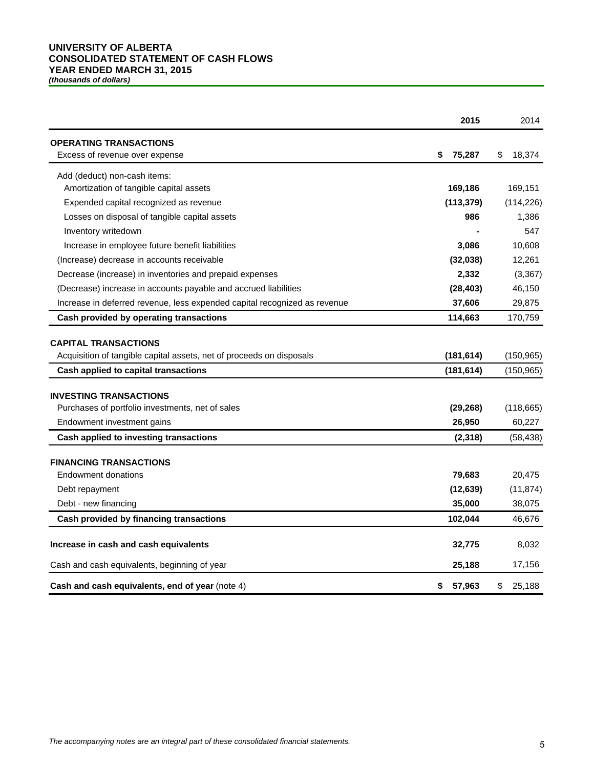# UNIVERSITY OF ALBERTA
## CONSOLIDATED STATEMENT OF CASH FLOWS
### YEAR ENDED MARCH 31, 2015
***(thousands of dollars)***

| | **2015** | 2014 |
|---|---|---|
| **OPERATING TRANSACTIONS** | | |
| Excess of revenue over expense | **$ 75,287** | $ 18,374 |
| Add (deduct) non-cash items: | | |
| Amortization of tangible capital assets | **169,186** | 169,151 |
| Expended capital recognized as revenue | **(113,379)** | (114,226) |
| Losses on disposal of tangible capital assets | **986** | 1,386 |
| Inventory writedown | **-** | 547 |
| Increase in employee future benefit liabilities | **3,086** | 10,608 |
| (Increase) decrease in accounts receivable | **(32,038)** | 12,261 |
| Decrease (increase) in inventories and prepaid expenses | **2,332** | (3,367) |
| (Decrease) increase in accounts payable and accrued liabilities | **(28,403)** | 46,150 |
| Increase in deferred revenue, less expended capital recognized as revenue | **37,606** | 29,875 |
| **Cash provided by operating transactions** | **114,663** | 170,759 |
| **CAPITAL TRANSACTIONS** | | |
| Acquisition of tangible capital assets, net of proceeds on disposals | **(181,614)** | (150,965) |
| **Cash applied to capital transactions** | **(181,614)** | (150,965) |
| **INVESTING TRANSACTIONS** | | |
| Purchases of portfolio investments, net of sales | **(29,268)** | (118,665) |
| Endowment investment gains | **26,950** | 60,227 |
| **Cash applied to investing transactions** | **(2,318)** | (58,438) |
| **FINANCING TRANSACTIONS** | | |
| Endowment donations | **79,683** | 20,475 |
| Debt repayment | **(12,639)** | (11,874) |
| Debt - new financing | **35,000** | 38,075 |
| **Cash provided by financing transactions** | **102,044** | 46,676 |
| **Increase in cash and cash equivalents** | **32,775** | 8,032 |
| Cash and cash equivalents, beginning of year | **25,188** | 17,156 |
| **Cash and cash equivalents, end of year** (note 4) | **$ 57,963** | $ 25,188 |

*The accompanying notes are an integral part of these consolidated financial statements.*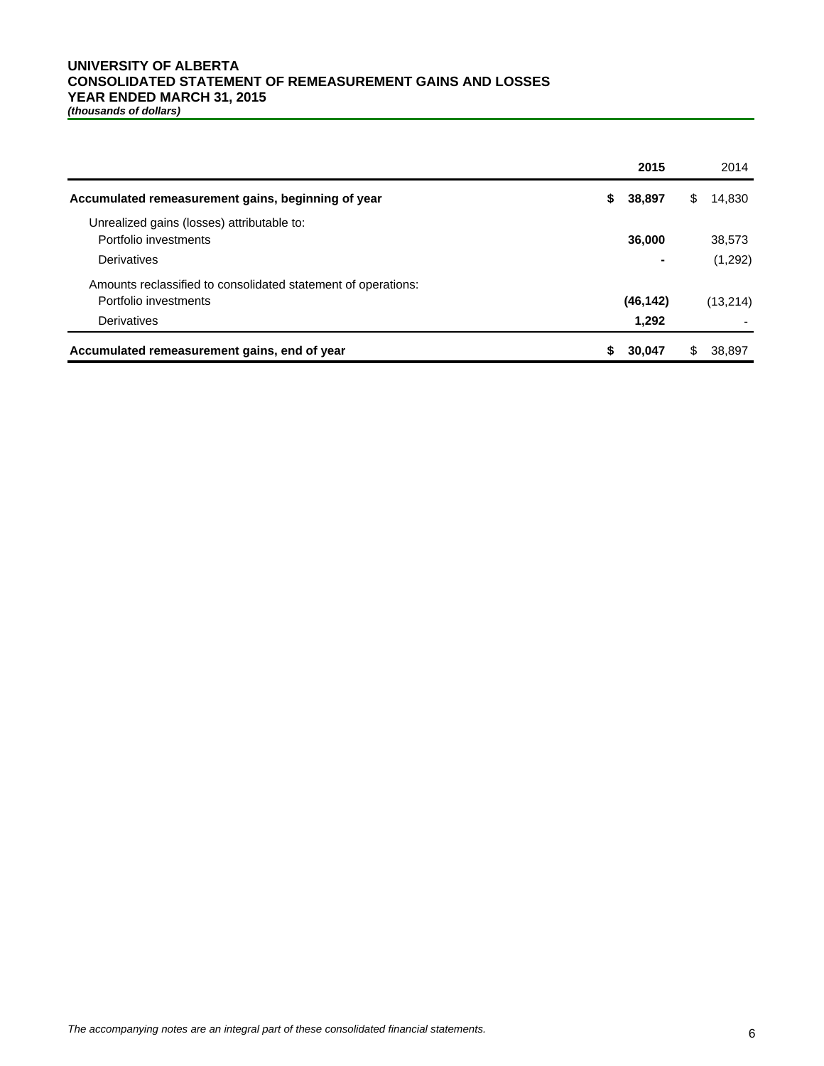# UNIVERSITY OF ALBERTA
## CONSOLIDATED STATEMENT OF REMEASUREMENT GAINS AND LOSSES
## YEAR ENDED MARCH 31, 2015
***(thousands of dollars)***

| | 2015 | 2014 |
|---|---|---|
| **Accumulated remeasurement gains, beginning of year** | **$ 38,897** | $ 14,830 |
| Unrealized gains (losses) attributable to: | | |
| Portfolio investments | **36,000** | 38,573 |
| Derivatives | **-** | (1,292) |
| Amounts reclassified to consolidated statement of operations: | | |
| Portfolio investments | **(46,142)** | (13,214) |
| Derivatives | **1,292** | - |
| **Accumulated remeasurement gains, end of year** | **$ 30,047** | $ 38,897 |

*The accompanying notes are an integral part of these consolidated financial statements.*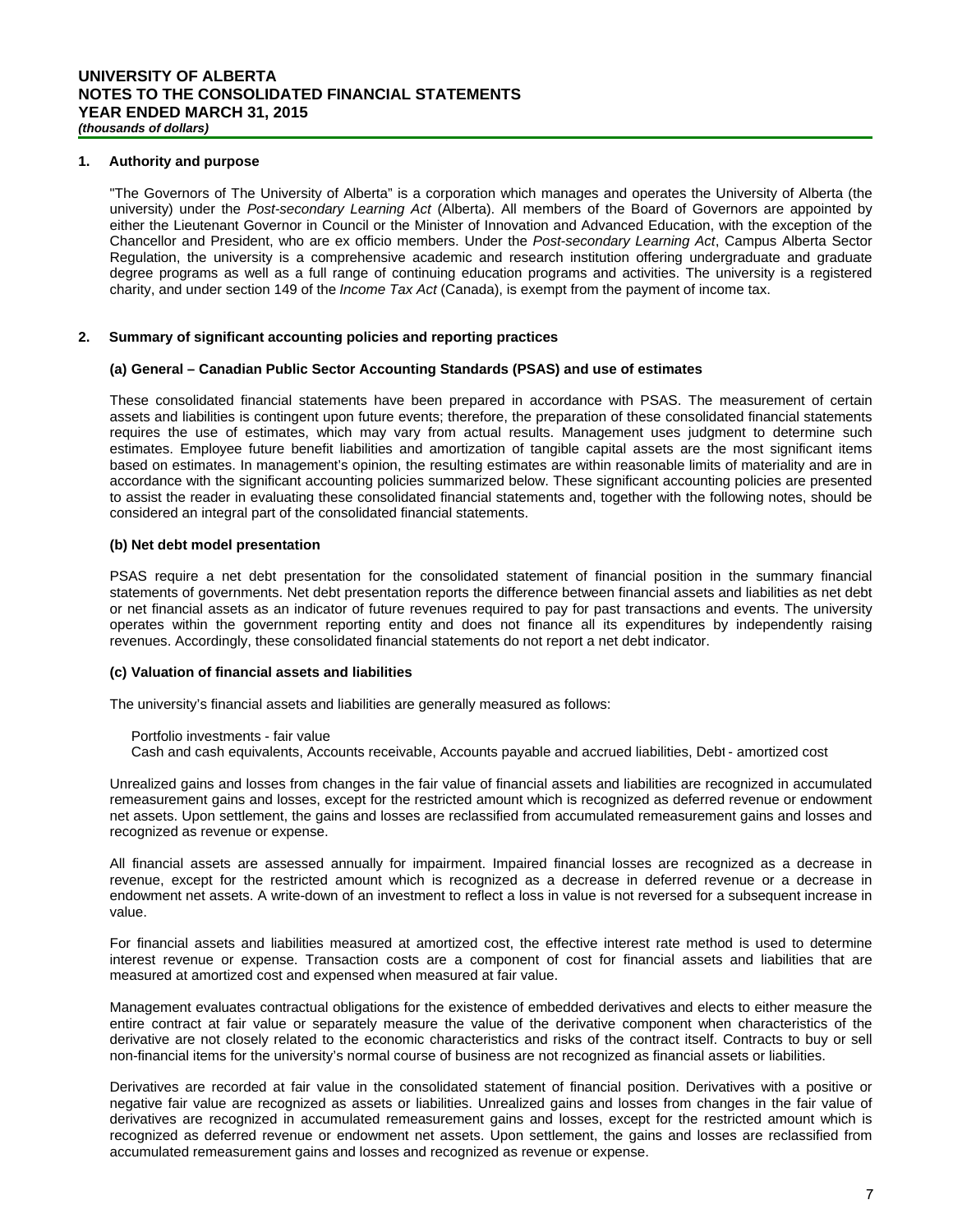### 1. Authority and purpose

"The Governors of The University of Alberta" is a corporation which manages and operates the University of Alberta (the university) under the *Post-secondary Learning Act* (Alberta). All members of the Board of Governors are appointed by either the Lieutenant Governor in Council or the Minister of Innovation and Advanced Education, with the exception of the Chancellor and President, who are ex officio members. Under the *Post-secondary Learning Act*, Campus Alberta Sector Regulation, the university is a comprehensive academic and research institution offering undergraduate and graduate degree programs as well as a full range of continuing education programs and activities. The university is a registered charity, and under section 149 of the *Income Tax Act* (Canada), is exempt from the payment of income tax.

### 2. Summary of significant accounting policies and reporting practices

#### (a) General – Canadian Public Sector Accounting Standards (PSAS) and use of estimates

These consolidated financial statements have been prepared in accordance with PSAS. The measurement of certain assets and liabilities is contingent upon future events; therefore, the preparation of these consolidated financial statements requires the use of estimates, which may vary from actual results. Management uses judgment to determine such estimates. Employee future benefit liabilities and amortization of tangible capital assets are the most significant items based on estimates. In management's opinion, the resulting estimates are within reasonable limits of materiality and are in accordance with the significant accounting policies summarized below. These significant accounting policies are presented to assist the reader in evaluating these consolidated financial statements and, together with the following notes, should be considered an integral part of the consolidated financial statements.

#### (b) Net debt model presentation

PSAS require a net debt presentation for the consolidated statement of financial position in the summary financial statements of governments. Net debt presentation reports the difference between financial assets and liabilities as net debt or net financial assets as an indicator of future revenues required to pay for past transactions and events. The university operates within the government reporting entity and does not finance all its expenditures by independently raising revenues. Accordingly, these consolidated financial statements do not report a net debt indicator.

#### (c) Valuation of financial assets and liabilities

The university's financial assets and liabilities are generally measured as follows:

Portfolio investments - fair value
Cash and cash equivalents, Accounts receivable, Accounts payable and accrued liabilities, Debt - amortized cost

Unrealized gains and losses from changes in the fair value of financial assets and liabilities are recognized in accumulated remeasurement gains and losses, except for the restricted amount which is recognized as deferred revenue or endowment net assets. Upon settlement, the gains and losses are reclassified from accumulated remeasurement gains and losses and recognized as revenue or expense.

All financial assets are assessed annually for impairment. Impaired financial losses are recognized as a decrease in revenue, except for the restricted amount which is recognized as a decrease in deferred revenue or a decrease in endowment net assets. A write-down of an investment to reflect a loss in value is not reversed for a subsequent increase in value.

For financial assets and liabilities measured at amortized cost, the effective interest rate method is used to determine interest revenue or expense. Transaction costs are a component of cost for financial assets and liabilities that are measured at amortized cost and expensed when measured at fair value.

Management evaluates contractual obligations for the existence of embedded derivatives and elects to either measure the entire contract at fair value or separately measure the value of the derivative component when characteristics of the derivative are not closely related to the economic characteristics and risks of the contract itself. Contracts to buy or sell non-financial items for the university's normal course of business are not recognized as financial assets or liabilities.

Derivatives are recorded at fair value in the consolidated statement of financial position. Derivatives with a positive or negative fair value are recognized as assets or liabilities. Unrealized gains and losses from changes in the fair value of derivatives are recognized in accumulated remeasurement gains and losses, except for the restricted amount which is recognized as deferred revenue or endowment net assets. Upon settlement, the gains and losses are reclassified from accumulated remeasurement gains and losses and recognized as revenue or expense.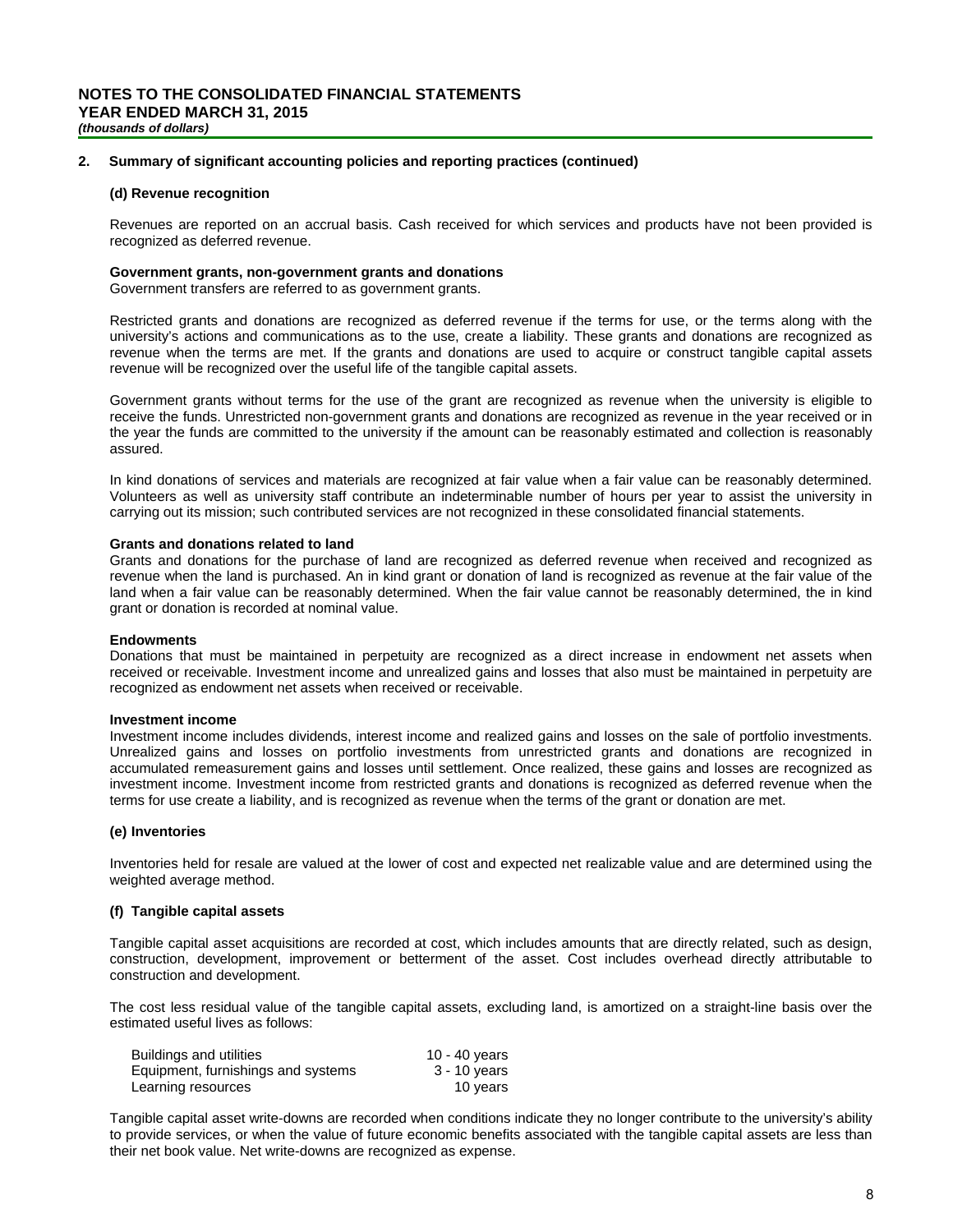# NOTES TO THE CONSOLIDATED FINANCIAL STATEMENTS
# YEAR ENDED MARCH 31, 2015
*(thousands of dollars)*

## 2. Summary of significant accounting policies and reporting practices (continued)

### (d) Revenue recognition

Revenues are reported on an accrual basis. Cash received for which services and products have not been provided is recognized as deferred revenue.

**Government grants, non-government grants and donations**

Government transfers are referred to as government grants.

Restricted grants and donations are recognized as deferred revenue if the terms for use, or the terms along with the university's actions and communications as to the use, create a liability. These grants and donations are recognized as revenue when the terms are met. If the grants and donations are used to acquire or construct tangible capital assets revenue will be recognized over the useful life of the tangible capital assets.

Government grants without terms for the use of the grant are recognized as revenue when the university is eligible to receive the funds. Unrestricted non-government grants and donations are recognized as revenue in the year received or in the year the funds are committed to the university if the amount can be reasonably estimated and collection is reasonably assured.

In kind donations of services and materials are recognized at fair value when a fair value can be reasonably determined. Volunteers as well as university staff contribute an indeterminable number of hours per year to assist the university in carrying out its mission; such contributed services are not recognized in these consolidated financial statements.

**Grants and donations related to land**

Grants and donations for the purchase of land are recognized as deferred revenue when received and recognized as revenue when the land is purchased. An in kind grant or donation of land is recognized as revenue at the fair value of the land when a fair value can be reasonably determined. When the fair value cannot be reasonably determined, the in kind grant or donation is recorded at nominal value.

**Endowments**

Donations that must be maintained in perpetuity are recognized as a direct increase in endowment net assets when received or receivable. Investment income and unrealized gains and losses that also must be maintained in perpetuity are recognized as endowment net assets when received or receivable.

**Investment income**

Investment income includes dividends, interest income and realized gains and losses on the sale of portfolio investments. Unrealized gains and losses on portfolio investments from unrestricted grants and donations are recognized in accumulated remeasurement gains and losses until settlement. Once realized, these gains and losses are recognized as investment income. Investment income from restricted grants and donations is recognized as deferred revenue when the terms for use create a liability, and is recognized as revenue when the terms of the grant or donation are met.

### (e) Inventories

Inventories held for resale are valued at the lower of cost and expected net realizable value and are determined using the weighted average method.

### (f) Tangible capital assets

Tangible capital asset acquisitions are recorded at cost, which includes amounts that are directly related, such as design, construction, development, improvement or betterment of the asset. Cost includes overhead directly attributable to construction and development.

The cost less residual value of the tangible capital assets, excluding land, is amortized on a straight-line basis over the estimated useful lives as follows:

| | |
|---|---|
| Buildings and utilities | 10 - 40 years |
| Equipment, furnishings and systems | 3 - 10 years |
| Learning resources | 10 years |

Tangible capital asset write-downs are recorded when conditions indicate they no longer contribute to the university's ability to provide services, or when the value of future economic benefits associated with the tangible capital assets are less than their net book value. Net write-downs are recognized as expense.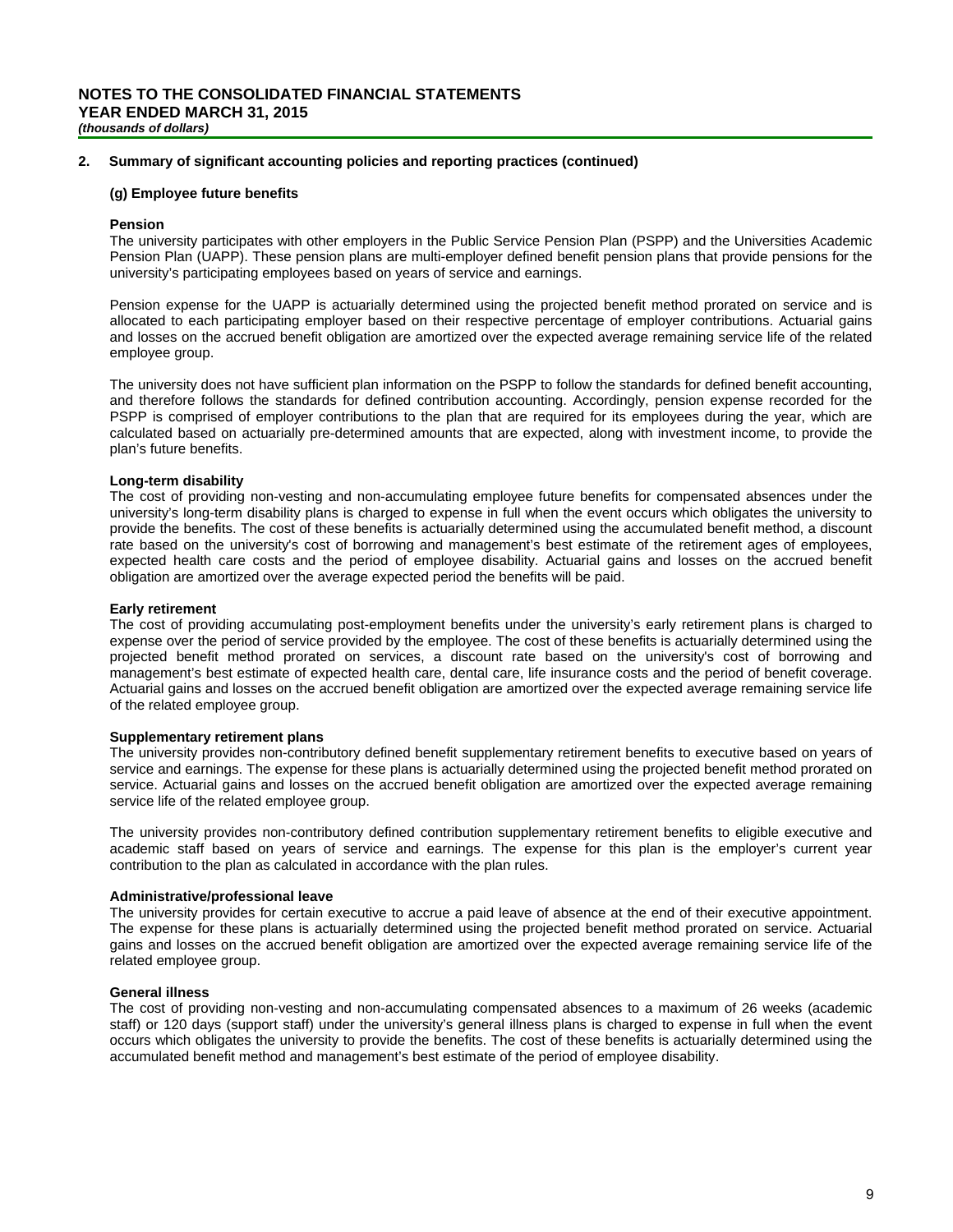## 2. Summary of significant accounting policies and reporting practices (continued)

### (g) Employee future benefits

**Pension**

The university participates with other employers in the Public Service Pension Plan (PSPP) and the Universities Academic Pension Plan (UAPP). These pension plans are multi-employer defined benefit pension plans that provide pensions for the university's participating employees based on years of service and earnings.

Pension expense for the UAPP is actuarially determined using the projected benefit method prorated on service and is allocated to each participating employer based on their respective percentage of employer contributions. Actuarial gains and losses on the accrued benefit obligation are amortized over the expected average remaining service life of the related employee group.

The university does not have sufficient plan information on the PSPP to follow the standards for defined benefit accounting, and therefore follows the standards for defined contribution accounting. Accordingly, pension expense recorded for the PSPP is comprised of employer contributions to the plan that are required for its employees during the year, which are calculated based on actuarially pre-determined amounts that are expected, along with investment income, to provide the plan's future benefits.

**Long-term disability**

The cost of providing non-vesting and non-accumulating employee future benefits for compensated absences under the university's long-term disability plans is charged to expense in full when the event occurs which obligates the university to provide the benefits. The cost of these benefits is actuarially determined using the accumulated benefit method, a discount rate based on the university's cost of borrowing and management's best estimate of the retirement ages of employees, expected health care costs and the period of employee disability. Actuarial gains and losses on the accrued benefit obligation are amortized over the average expected period the benefits will be paid.

**Early retirement**

The cost of providing accumulating post-employment benefits under the university's early retirement plans is charged to expense over the period of service provided by the employee. The cost of these benefits is actuarially determined using the projected benefit method prorated on services, a discount rate based on the university's cost of borrowing and management's best estimate of expected health care, dental care, life insurance costs and the period of benefit coverage. Actuarial gains and losses on the accrued benefit obligation are amortized over the expected average remaining service life of the related employee group.

**Supplementary retirement plans**

The university provides non-contributory defined benefit supplementary retirement benefits to executive based on years of service and earnings. The expense for these plans is actuarially determined using the projected benefit method prorated on service. Actuarial gains and losses on the accrued benefit obligation are amortized over the expected average remaining service life of the related employee group.

The university provides non-contributory defined contribution supplementary retirement benefits to eligible executive and academic staff based on years of service and earnings. The expense for this plan is the employer's current year contribution to the plan as calculated in accordance with the plan rules.

**Administrative/professional leave**

The university provides for certain executive to accrue a paid leave of absence at the end of their executive appointment. The expense for these plans is actuarially determined using the projected benefit method prorated on service. Actuarial gains and losses on the accrued benefit obligation are amortized over the expected average remaining service life of the related employee group.

**General illness**

The cost of providing non-vesting and non-accumulating compensated absences to a maximum of 26 weeks (academic staff) or 120 days (support staff) under the university's general illness plans is charged to expense in full when the event occurs which obligates the university to provide the benefits. The cost of these benefits is actuarially determined using the accumulated benefit method and management's best estimate of the period of employee disability.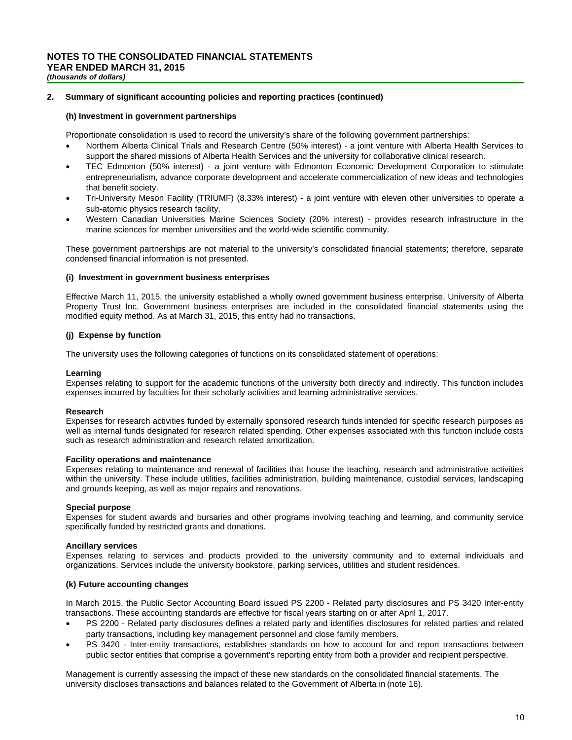## 2. Summary of significant accounting policies and reporting practices (continued)

### (h) Investment in government partnerships

Proportionate consolidation is used to record the university's share of the following government partnerships:

- Northern Alberta Clinical Trials and Research Centre (50% interest) - a joint venture with Alberta Health Services to support the shared missions of Alberta Health Services and the university for collaborative clinical research.
- TEC Edmonton (50% interest) - a joint venture with Edmonton Economic Development Corporation to stimulate entrepreneurialism, advance corporate development and accelerate commercialization of new ideas and technologies that benefit society.
- Tri-University Meson Facility (TRIUMF) (8.33% interest) - a joint venture with eleven other universities to operate a sub-atomic physics research facility.
- Western Canadian Universities Marine Sciences Society (20% interest) - provides research infrastructure in the marine sciences for member universities and the world-wide scientific community.

These government partnerships are not material to the university's consolidated financial statements; therefore, separate condensed financial information is not presented.

### (i) Investment in government business enterprises

Effective March 11, 2015, the university established a wholly owned government business enterprise, University of Alberta Property Trust Inc. Government business enterprises are included in the consolidated financial statements using the modified equity method. As at March 31, 2015, this entity had no transactions.

### (j) Expense by function

The university uses the following categories of functions on its consolidated statement of operations:

**Learning**
Expenses relating to support for the academic functions of the university both directly and indirectly. This function includes expenses incurred by faculties for their scholarly activities and learning administrative services.

**Research**
Expenses for research activities funded by externally sponsored research funds intended for specific research purposes as well as internal funds designated for research related spending. Other expenses associated with this function include costs such as research administration and research related amortization.

**Facility operations and maintenance**
Expenses relating to maintenance and renewal of facilities that house the teaching, research and administrative activities within the university. These include utilities, facilities administration, building maintenance, custodial services, landscaping and grounds keeping, as well as major repairs and renovations.

**Special purpose**
Expenses for student awards and bursaries and other programs involving teaching and learning, and community service specifically funded by restricted grants and donations.

**Ancillary services**
Expenses relating to services and products provided to the university community and to external individuals and organizations. Services include the university bookstore, parking services, utilities and student residences.

### (k) Future accounting changes

In March 2015, the Public Sector Accounting Board issued PS 2200 - Related party disclosures and PS 3420 Inter-entity transactions. These accounting standards are effective for fiscal years starting on or after April 1, 2017.

- PS 2200 - Related party disclosures defines a related party and identifies disclosures for related parties and related party transactions, including key management personnel and close family members.
- PS 3420 - Inter-entity transactions, establishes standards on how to account for and report transactions between public sector entities that comprise a government's reporting entity from both a provider and recipient perspective.

Management is currently assessing the impact of these new standards on the consolidated financial statements. The university discloses transactions and balances related to the Government of Alberta in (note 16).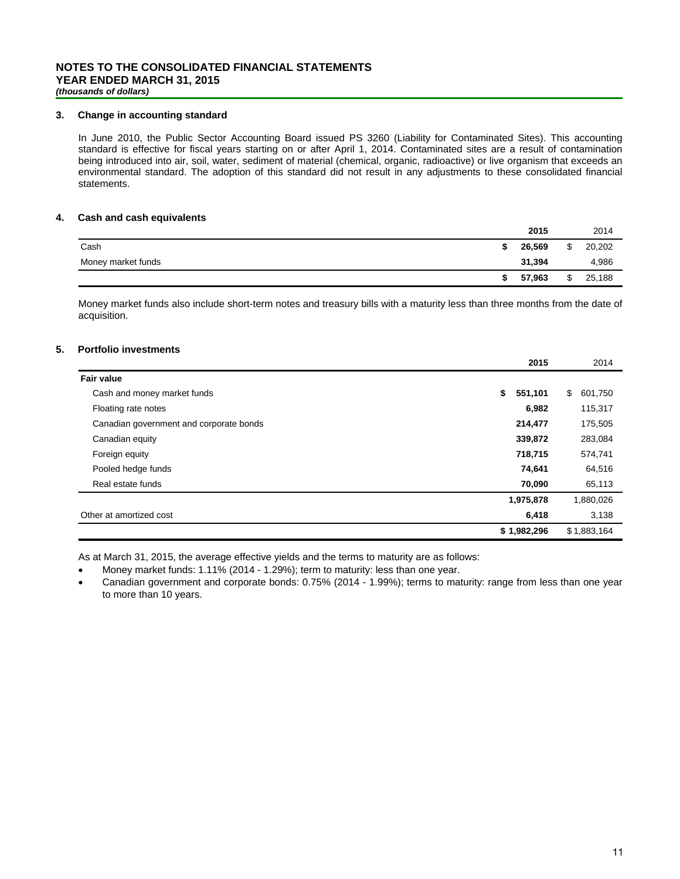**NOTES TO THE CONSOLIDATED FINANCIAL STATEMENTS**
**YEAR ENDED MARCH 31, 2015**
***(thousands of dollars)***

### 3. Change in accounting standard

In June 2010, the Public Sector Accounting Board issued PS 3260 (Liability for Contaminated Sites). This accounting standard is effective for fiscal years starting on or after April 1, 2014. Contaminated sites are a result of contamination being introduced into air, soil, water, sediment of material (chemical, organic, radioactive) or live organism that exceeds an environmental standard. The adoption of this standard did not result in any adjustments to these consolidated financial statements.

### 4. Cash and cash equivalents

| | **2015** | 2014 |
|---|---|---|
| Cash | **$ 26,569** | $ 20,202 |
| Money market funds | **31,394** | 4,986 |
| | **$ 57,963** | $ 25,188 |

Money market funds also include short-term notes and treasury bills with a maturity less than three months from the date of acquisition.

### 5. Portfolio investments

| | **2015** | 2014 |
|---|---|---|
| **Fair value** | | |
| Cash and money market funds | **$ 551,101** | $ 601,750 |
| Floating rate notes | **6,982** | 115,317 |
| Canadian government and corporate bonds | **214,477** | 175,505 |
| Canadian equity | **339,872** | 283,084 |
| Foreign equity | **718,715** | 574,741 |
| Pooled hedge funds | **74,641** | 64,516 |
| Real estate funds | **70,090** | 65,113 |
| | **1,975,878** | 1,880,026 |
| Other at amortized cost | **6,418** | 3,138 |
| | **$ 1,982,296** | $ 1,883,164 |

As at March 31, 2015, the average effective yields and the terms to maturity are as follows:

- Money market funds: 1.11% (2014 - 1.29%); term to maturity: less than one year.
- Canadian government and corporate bonds: 0.75% (2014 - 1.99%); terms to maturity: range from less than one year to more than 10 years.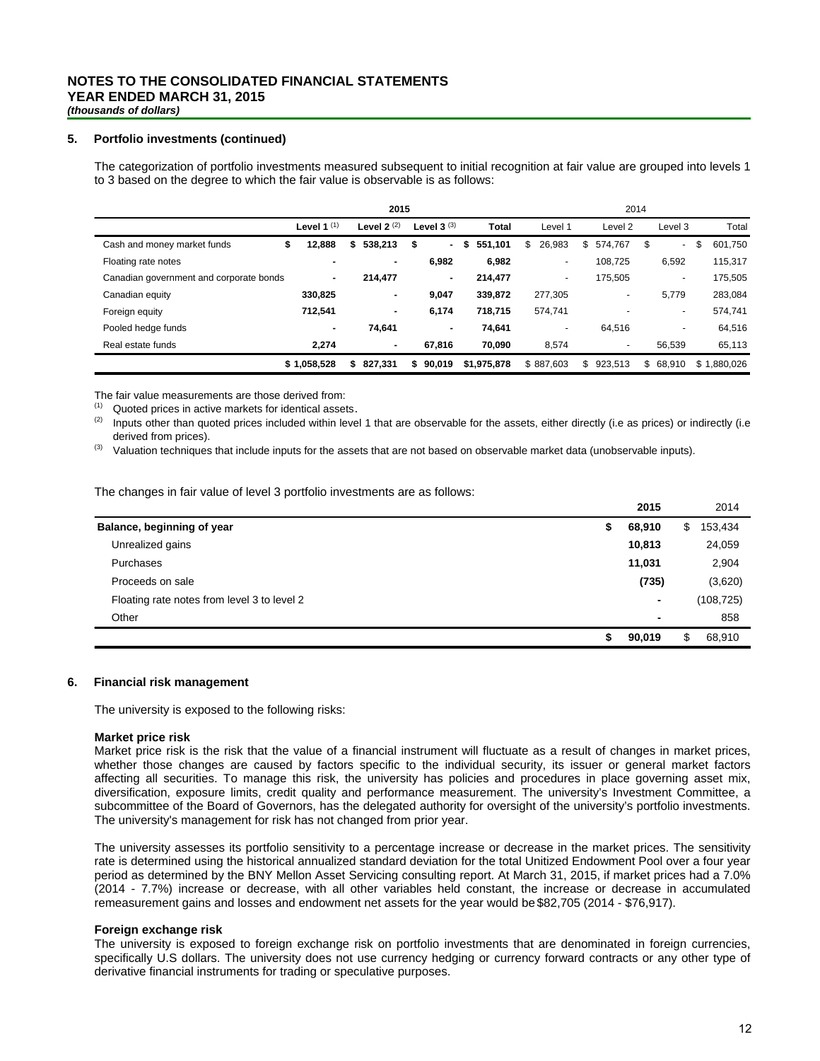**NOTES TO THE CONSOLIDATED FINANCIAL STATEMENTS**
**YEAR ENDED MARCH 31, 2015**
***(thousands of dollars)***

### 5. Portfolio investments (continued)

The categorization of portfolio investments measured subsequent to initial recognition at fair value are grouped into levels 1 to 3 based on the degree to which the fair value is observable is as follows:

| | 2015 | | | | 2014 | | | |
|---|---|---|---|---|---|---|---|---|
| | **Level 1** (1) | **Level 2** (2) | **Level 3** (3) | **Total** | Level 1 | Level 2 | Level 3 | Total |
| Cash and money market funds | $ 12,888 | $ 538,213 | $ - | $ 551,101 | $ 26,983 | $ 574,767 | $ - | $ 601,750 |
| Floating rate notes | - | - | 6,982 | 6,982 | - | 108,725 | 6,592 | 115,317 |
| Canadian government and corporate bonds | - | 214,477 | - | 214,477 | - | 175,505 | - | 175,505 |
| Canadian equity | 330,825 | - | 9,047 | 339,872 | 277,305 | - | 5,779 | 283,084 |
| Foreign equity | 712,541 | - | 6,174 | 718,715 | 574,741 | - | - | 574,741 |
| Pooled hedge funds | - | 74,641 | - | 74,641 | - | 64,516 | - | 64,516 |
| Real estate funds | 2,274 | - | 67,816 | 70,090 | 8,574 | - | 56,539 | 65,113 |
| | **$ 1,058,528** | **$ 827,331** | **$ 90,019** | **$1,975,878** | $ 887,603 | $ 923,513 | $ 68,910 | $ 1,880,026 |

The fair value measurements are those derived from:

(1) Quoted prices in active markets for identical assets.

(2) Inputs other than quoted prices included within level 1 that are observable for the assets, either directly (i.e as prices) or indirectly (i.e derived from prices).

(3) Valuation techniques that include inputs for the assets that are not based on observable market data (unobservable inputs).

The changes in fair value of level 3 portfolio investments are as follows:

| | 2015 | 2014 |
|---|---|---|
| **Balance, beginning of year** | **$ 68,910** | $ 153,434 |
| Unrealized gains | **10,813** | 24,059 |
| Purchases | **11,031** | 2,904 |
| Proceeds on sale | **(735)** | (3,620) |
| Floating rate notes from level 3 to level 2 | **-** | (108,725) |
| Other | **-** | 858 |
| | **$ 90,019** | $ 68,910 |

### 6. Financial risk management

The university is exposed to the following risks:

**Market price risk**
Market price risk is the risk that the value of a financial instrument will fluctuate as a result of changes in market prices, whether those changes are caused by factors specific to the individual security, its issuer or general market factors affecting all securities. To manage this risk, the university has policies and procedures in place governing asset mix, diversification, exposure limits, credit quality and performance measurement. The university's Investment Committee, a subcommittee of the Board of Governors, has the delegated authority for oversight of the university's portfolio investments. The university's management for risk has not changed from prior year.

The university assesses its portfolio sensitivity to a percentage increase or decrease in the market prices. The sensitivity rate is determined using the historical annualized standard deviation for the total Unitized Endowment Pool over a four year period as determined by the BNY Mellon Asset Servicing consulting report. At March 31, 2015, if market prices had a 7.0% (2014 - 7.7%) increase or decrease, with all other variables held constant, the increase or decrease in accumulated remeasurement gains and losses and endowment net assets for the year would be $82,705 (2014 - $76,917).

**Foreign exchange risk**
The university is exposed to foreign exchange risk on portfolio investments that are denominated in foreign currencies, specifically U.S dollars. The university does not use currency hedging or currency forward contracts or any other type of derivative financial instruments for trading or speculative purposes.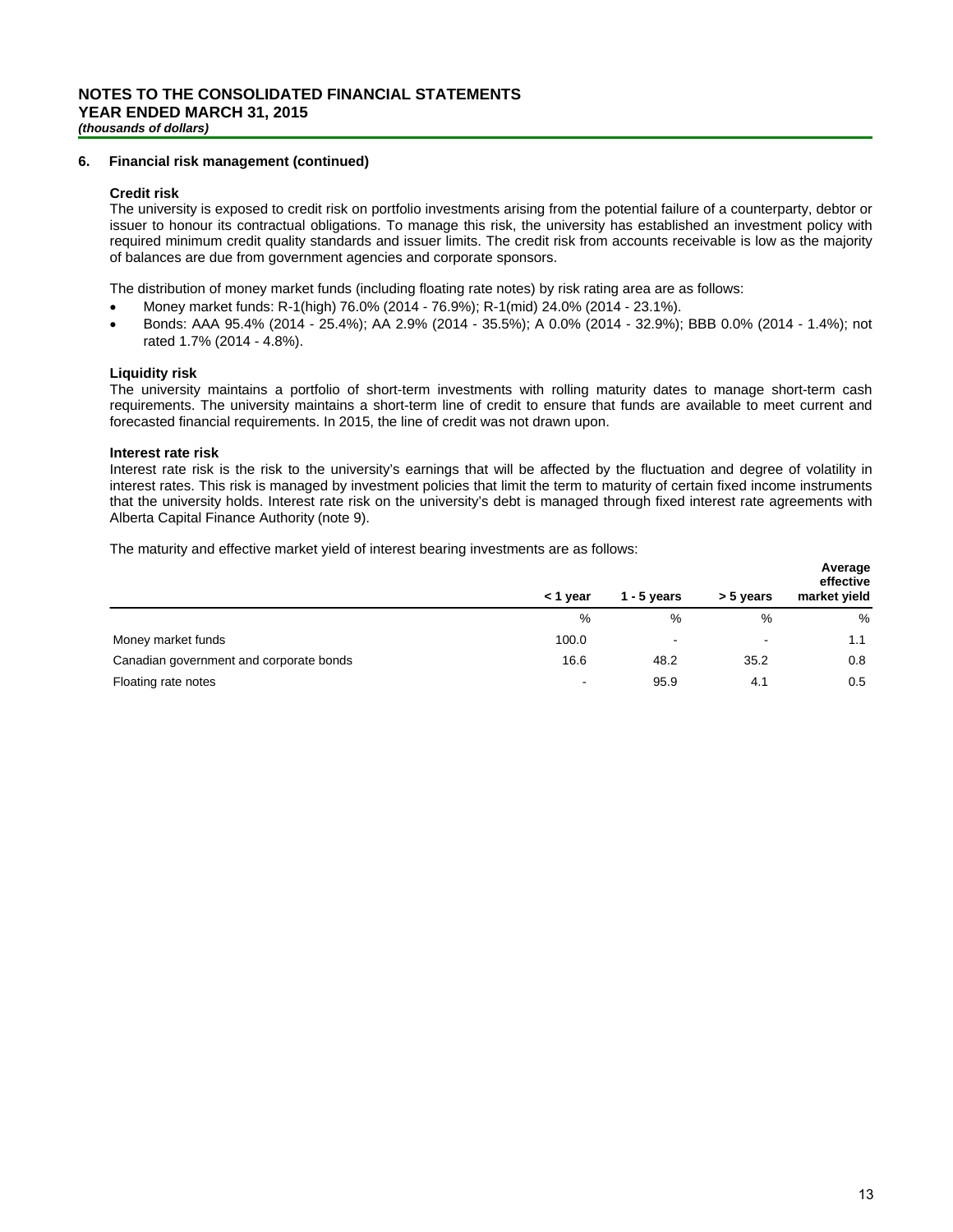**NOTES TO THE CONSOLIDATED FINANCIAL STATEMENTS**
**YEAR ENDED MARCH 31, 2015**
***(thousands of dollars)***

**6. Financial risk management (continued)**

**Credit risk**

The university is exposed to credit risk on portfolio investments arising from the potential failure of a counterparty, debtor or issuer to honour its contractual obligations. To manage this risk, the university has established an investment policy with required minimum credit quality standards and issuer limits. The credit risk from accounts receivable is low as the majority of balances are due from government agencies and corporate sponsors.

The distribution of money market funds (including floating rate notes) by risk rating area are as follows:

- Money market funds: R-1(high) 76.0% (2014 - 76.9%); R-1(mid) 24.0% (2014 - 23.1%).
- Bonds: AAA 95.4% (2014 - 25.4%); AA 2.9% (2014 - 35.5%); A 0.0% (2014 - 32.9%); BBB 0.0% (2014 - 1.4%); not rated 1.7% (2014 - 4.8%).

**Liquidity risk**

The university maintains a portfolio of short-term investments with rolling maturity dates to manage short-term cash requirements. The university maintains a short-term line of credit to ensure that funds are available to meet current and forecasted financial requirements. In 2015, the line of credit was not drawn upon.

**Interest rate risk**

Interest rate risk is the risk to the university's earnings that will be affected by the fluctuation and degree of volatility in interest rates. This risk is managed by investment policies that limit the term to maturity of certain fixed income instruments that the university holds. Interest rate risk on the university's debt is managed through fixed interest rate agreements with Alberta Capital Finance Authority (note 9).

The maturity and effective market yield of interest bearing investments are as follows:

| | < 1 year | 1 - 5 years | > 5 years | Average effective market yield |
|---|---|---|---|---|
| | % | % | % | % |
| Money market funds | 100.0 | - | - | 1.1 |
| Canadian government and corporate bonds | 16.6 | 48.2 | 35.2 | 0.8 |
| Floating rate notes | - | 95.9 | 4.1 | 0.5 |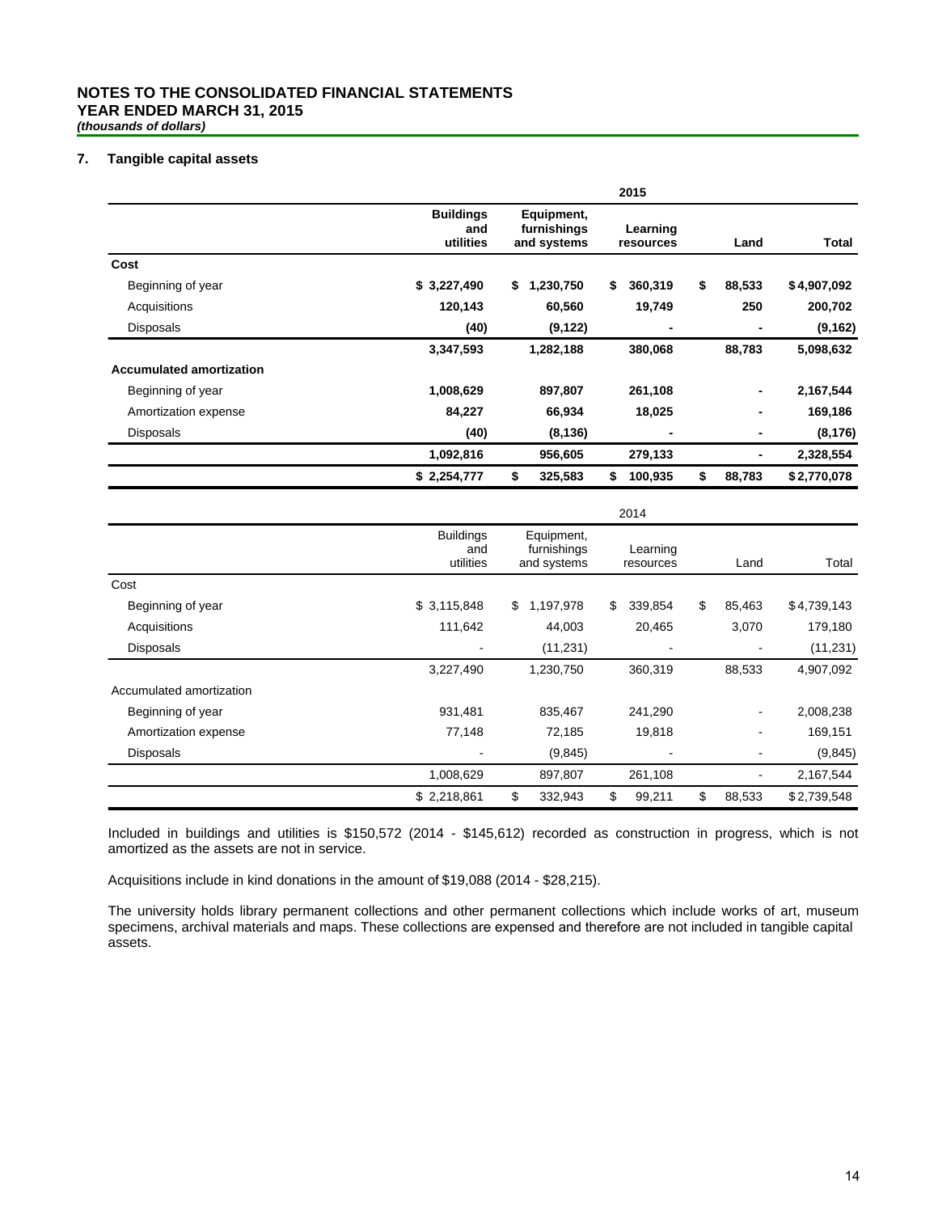**NOTES TO THE CONSOLIDATED FINANCIAL STATEMENTS**
**YEAR ENDED MARCH 31, 2015**
***(thousands of dollars)***

## 7. Tangible capital assets

| | 2015 | | | | |
|---|---|---|---|---|---|
| | **Buildings and utilities** | **Equipment, furnishings and systems** | **Learning resources** | **Land** | **Total** |
| **Cost** | | | | | |
| Beginning of year | **$ 3,227,490** | **$ 1,230,750** | **$ 360,319** | **$ 88,533** | **$ 4,907,092** |
| Acquisitions | **120,143** | **60,560** | **19,749** | **250** | **200,702** |
| Disposals | **(40)** | **(9,122)** | **-** | **-** | **(9,162)** |
| | **3,347,593** | **1,282,188** | **380,068** | **88,783** | **5,098,632** |
| **Accumulated amortization** | | | | | |
| Beginning of year | **1,008,629** | **897,807** | **261,108** | **-** | **2,167,544** |
| Amortization expense | **84,227** | **66,934** | **18,025** | **-** | **169,186** |
| Disposals | **(40)** | **(8,136)** | **-** | **-** | **(8,176)** |
| | **1,092,816** | **956,605** | **279,133** | **-** | **2,328,554** |
| | **$ 2,254,777** | **$ 325,583** | **$ 100,935** | **$ 88,783** | **$ 2,770,078** |

| | 2014 | | | | |
|---|---|---|---|---|---|
| | Buildings and utilities | Equipment, furnishings and systems | Learning resources | Land | Total |
| Cost | | | | | |
| Beginning of year | $ 3,115,848 | $ 1,197,978 | $ 339,854 | $ 85,463 | $ 4,739,143 |
| Acquisitions | 111,642 | 44,003 | 20,465 | 3,070 | 179,180 |
| Disposals | - | (11,231) | - | - | (11,231) |
| | 3,227,490 | 1,230,750 | 360,319 | 88,533 | 4,907,092 |
| Accumulated amortization | | | | | |
| Beginning of year | 931,481 | 835,467 | 241,290 | - | 2,008,238 |
| Amortization expense | 77,148 | 72,185 | 19,818 | - | 169,151 |
| Disposals | - | (9,845) | - | - | (9,845) |
| | 1,008,629 | 897,807 | 261,108 | - | 2,167,544 |
| | $ 2,218,861 | $ 332,943 | $ 99,211 | $ 88,533 | $ 2,739,548 |

Included in buildings and utilities is $150,572 (2014 - $145,612) recorded as construction in progress, which is not amortized as the assets are not in service.

Acquisitions include in kind donations in the amount of $19,088 (2014 - $28,215).

The university holds library permanent collections and other permanent collections which include works of art, museum specimens, archival materials and maps. These collections are expensed and therefore are not included in tangible capital assets.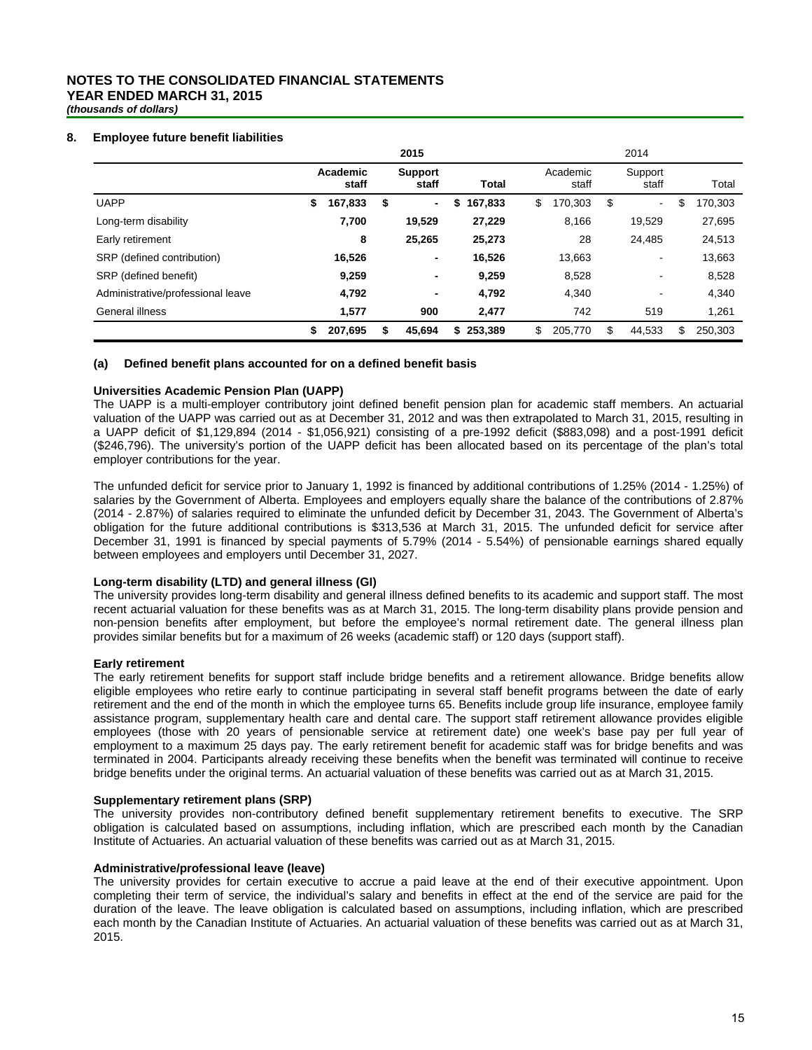**NOTES TO THE CONSOLIDATED FINANCIAL STATEMENTS**
**YEAR ENDED MARCH 31, 2015**
***(thousands of dollars)***

## 8. Employee future benefit liabilities

| | 2015 | | | 2014 | | |
|---|---|---|---|---|---|---|
| | **Academic staff** | **Support staff** | **Total** | Academic staff | Support staff | Total |
| UAPP | **$ 167,833** | **$ -** | **$ 167,833** | $ 170,303 | $ - | $ 170,303 |
| Long-term disability | **7,700** | **19,529** | **27,229** | 8,166 | 19,529 | 27,695 |
| Early retirement | **8** | **25,265** | **25,273** | 28 | 24,485 | 24,513 |
| SRP (defined contribution) | **16,526** | **-** | **16,526** | 13,663 | - | 13,663 |
| SRP (defined benefit) | **9,259** | **-** | **9,259** | 8,528 | - | 8,528 |
| Administrative/professional leave | **4,792** | **-** | **4,792** | 4,340 | - | 4,340 |
| General illness | **1,577** | **900** | **2,477** | 742 | 519 | 1,261 |
| | **$ 207,695** | **$ 45,694** | **$ 253,389** | $ 205,770 | $ 44,533 | $ 250,303 |

### (a) Defined benefit plans accounted for on a defined benefit basis

**Universities Academic Pension Plan (UAPP)**
The UAPP is a multi-employer contributory joint defined benefit pension plan for academic staff members. An actuarial valuation of the UAPP was carried out as at December 31, 2012 and was then extrapolated to March 31, 2015, resulting in a UAPP deficit of $1,129,894 (2014 - $1,056,921) consisting of a pre-1992 deficit ($883,098) and a post-1991 deficit ($246,796). The university's portion of the UAPP deficit has been allocated based on its percentage of the plan's total employer contributions for the year.

The unfunded deficit for service prior to January 1, 1992 is financed by additional contributions of 1.25% (2014 - 1.25%) of salaries by the Government of Alberta. Employees and employers equally share the balance of the contributions of 2.87% (2014 - 2.87%) of salaries required to eliminate the unfunded deficit by December 31, 2043. The Government of Alberta's obligation for the future additional contributions is $313,536 at March 31, 2015. The unfunded deficit for service after December 31, 1991 is financed by special payments of 5.79% (2014 - 5.54%) of pensionable earnings shared equally between employees and employers until December 31, 2027.

**Long-term disability (LTD) and general illness (GI)**
The university provides long-term disability and general illness defined benefits to its academic and support staff. The most recent actuarial valuation for these benefits was as at March 31, 2015. The long-term disability plans provide pension and non-pension benefits after employment, but before the employee's normal retirement date. The general illness plan provides similar benefits but for a maximum of 26 weeks (academic staff) or 120 days (support staff).

**Early retirement**
The early retirement benefits for support staff include bridge benefits and a retirement allowance. Bridge benefits allow eligible employees who retire early to continue participating in several staff benefit programs between the date of early retirement and the end of the month in which the employee turns 65. Benefits include group life insurance, employee family assistance program, supplementary health care and dental care. The support staff retirement allowance provides eligible employees (those with 20 years of pensionable service at retirement date) one week's base pay per full year of employment to a maximum 25 days pay. The early retirement benefit for academic staff was for bridge benefits and was terminated in 2004. Participants already receiving these benefits when the benefit was terminated will continue to receive bridge benefits under the original terms. An actuarial valuation of these benefits was carried out as at March 31, 2015.

**Supplementary retirement plans (SRP)**
The university provides non-contributory defined benefit supplementary retirement benefits to executive. The SRP obligation is calculated based on assumptions, including inflation, which are prescribed each month by the Canadian Institute of Actuaries. An actuarial valuation of these benefits was carried out as at March 31, 2015.

**Administrative/professional leave (leave)**
The university provides for certain executive to accrue a paid leave at the end of their executive appointment. Upon completing their term of service, the individual's salary and benefits in effect at the end of the service are paid for the duration of the leave. The leave obligation is calculated based on assumptions, including inflation, which are prescribed each month by the Canadian Institute of Actuaries. An actuarial valuation of these benefits was carried out as at March 31, 2015.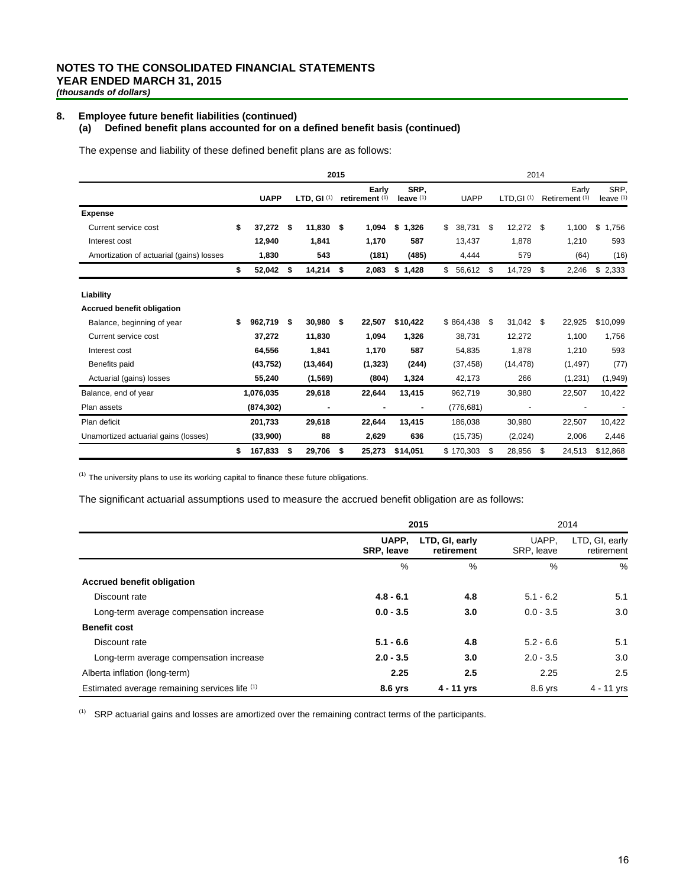**NOTES TO THE CONSOLIDATED FINANCIAL STATEMENTS**
**YEAR ENDED MARCH 31, 2015**
***(thousands of dollars)***

## 8. Employee future benefit liabilities (continued)

### (a) Defined benefit plans accounted for on a defined benefit basis (continued)

The expense and liability of these defined benefit plans are as follows:

| | 2015 | | | | 2014 | | | |
|---|---|---|---|---|---|---|---|---|
| | **UAPP** | **LTD, GI [1]** | **Early retirement [1]** | **SRP, leave [1]** | UAPP | LTD,GI [1] | Early Retirement [1] | SRP, leave [1] |
| **Expense** | | | | | | | | |
| Current service cost | **$ 37,272** | **$ 11,830** | **$ 1,094** | **$ 1,326** | $ 38,731 | $ 12,272 | $ 1,100 | $ 1,756 |
| Interest cost | **12,940** | **1,841** | **1,170** | **587** | 13,437 | 1,878 | 1,210 | 593 |
| Amortization of actuarial (gains) losses | **1,830** | **543** | **(181)** | **(485)** | 4,444 | 579 | (64) | (16) |
| | **$ 52,042** | **$ 14,214** | **$ 2,083** | **$ 1,428** | $ 56,612 | $ 14,729 | $ 2,246 | $ 2,333 |
| **Liability** | | | | | | | | |
| **Accrued benefit obligation** | | | | | | | | |
| Balance, beginning of year | **$ 962,719** | **$ 30,980** | **$ 22,507** | **$10,422** | $ 864,438 | $ 31,042 | $ 22,925 | $10,099 |
| Current service cost | **37,272** | **11,830** | **1,094** | **1,326** | 38,731 | 12,272 | 1,100 | 1,756 |
| Interest cost | **64,556** | **1,841** | **1,170** | **587** | 54,835 | 1,878 | 1,210 | 593 |
| Benefits paid | **(43,752)** | **(13,464)** | **(1,323)** | **(244)** | (37,458) | (14,478) | (1,497) | (77) |
| Actuarial (gains) losses | **55,240** | **(1,569)** | **(804)** | **1,324** | 42,173 | 266 | (1,231) | (1,949) |
| Balance, end of year | **1,076,035** | **29,618** | **22,644** | **13,415** | 962,719 | 30,980 | 22,507 | 10,422 |
| Plan assets | **(874,302)** | **-** | **-** | **-** | (776,681) | - | - | - |
| Plan deficit | **201,733** | **29,618** | **22,644** | **13,415** | 186,038 | 30,980 | 22,507 | 10,422 |
| Unamortized actuarial gains (losses) | **(33,900)** | **88** | **2,629** | **636** | (15,735) | (2,024) | 2,006 | 2,446 |
| | **$ 167,833** | **$ 29,706** | **$ 25,273** | **$14,051** | $ 170,303 | $ 28,956 | $ 24,513 | $12,868 |

[1] The university plans to use its working capital to finance these future obligations.

The significant actuarial assumptions used to measure the accrued benefit obligation are as follows:

| | 2015 | | 2014 | |
|---|---|---|---|---|
| | **UAPP, SRP, leave** | **LTD, GI, early retirement** | UAPP, SRP, leave | LTD, GI, early retirement |
| | % | % | % | % |
| **Accrued benefit obligation** | | | | |
| Discount rate | **4.8 - 6.1** | **4.8** | 5.1 - 6.2 | 5.1 |
| Long-term average compensation increase | **0.0 - 3.5** | **3.0** | 0.0 - 3.5 | 3.0 |
| **Benefit cost** | | | | |
| Discount rate | **5.1 - 6.6** | **4.8** | 5.2 - 6.6 | 5.1 |
| Long-term average compensation increase | **2.0 - 3.5** | **3.0** | 2.0 - 3.5 | 3.0 |
| Alberta inflation (long-term) | **2.25** | **2.5** | 2.25 | 2.5 |
| Estimated average remaining services life [1] | **8.6 yrs** | **4 - 11 yrs** | 8.6 yrs | 4 - 11 yrs |

[1] SRP actuarial gains and losses are amortized over the remaining contract terms of the participants.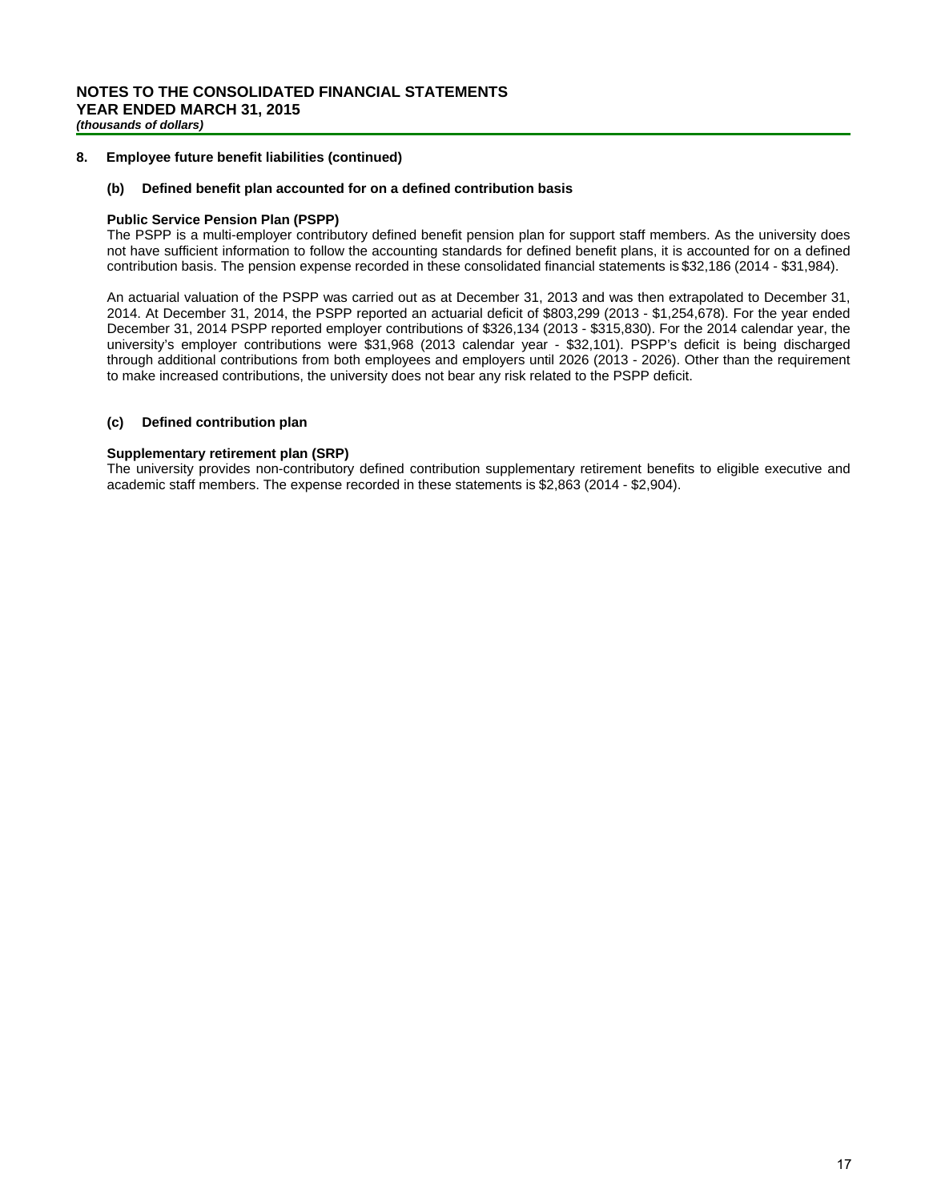# NOTES TO THE CONSOLIDATED FINANCIAL STATEMENTS
## YEAR ENDED MARCH 31, 2015
*(thousands of dollars)*

### 8. Employee future benefit liabilities (continued)

#### (b) Defined benefit plan accounted for on a defined contribution basis

**Public Service Pension Plan (PSPP)**

The PSPP is a multi-employer contributory defined benefit pension plan for support staff members. As the university does not have sufficient information to follow the accounting standards for defined benefit plans, it is accounted for on a defined contribution basis. The pension expense recorded in these consolidated financial statements is $32,186 (2014 - $31,984).

An actuarial valuation of the PSPP was carried out as at December 31, 2013 and was then extrapolated to December 31, 2014. At December 31, 2014, the PSPP reported an actuarial deficit of $803,299 (2013 - $1,254,678). For the year ended December 31, 2014 PSPP reported employer contributions of $326,134 (2013 - $315,830). For the 2014 calendar year, the university's employer contributions were $31,968 (2013 calendar year - $32,101). PSPP's deficit is being discharged through additional contributions from both employees and employers until 2026 (2013 - 2026). Other than the requirement to make increased contributions, the university does not bear any risk related to the PSPP deficit.

#### (c) Defined contribution plan

**Supplementary retirement plan (SRP)**

The university provides non-contributory defined contribution supplementary retirement benefits to eligible executive and academic staff members. The expense recorded in these statements is $2,863 (2014 - $2,904).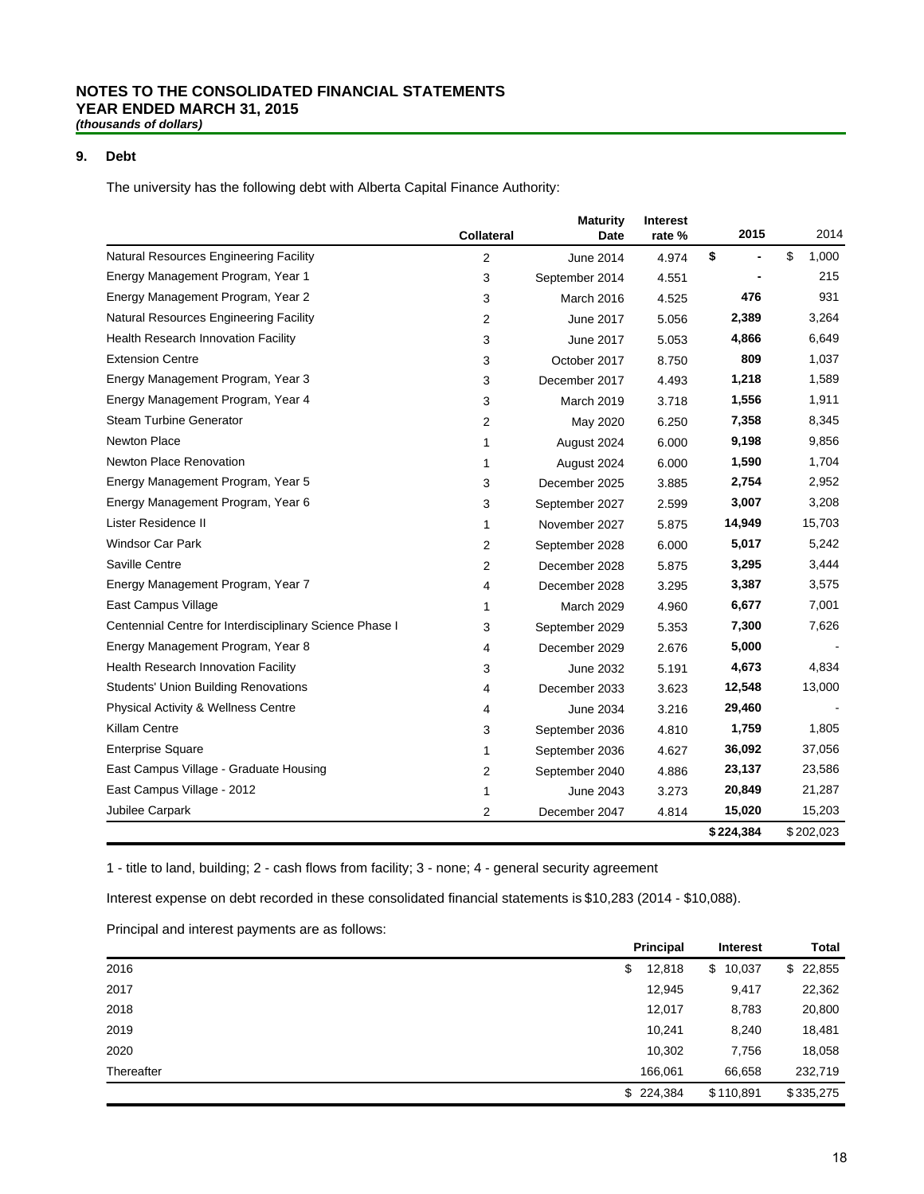**NOTES TO THE CONSOLIDATED FINANCIAL STATEMENTS**
**YEAR ENDED MARCH 31, 2015**
***(thousands of dollars)***

## 9. Debt

The university has the following debt with Alberta Capital Finance Authority:

| | Collateral | Maturity Date | Interest rate % | 2015 | 2014 |
|---|---|---|---|---|---|
| Natural Resources Engineering Facility | 2 | June 2014 | 4.974 | $ - | $ 1,000 |
| Energy Management Program, Year 1 | 3 | September 2014 | 4.551 | - | 215 |
| Energy Management Program, Year 2 | 3 | March 2016 | 4.525 | 476 | 931 |
| Natural Resources Engineering Facility | 2 | June 2017 | 5.056 | 2,389 | 3,264 |
| Health Research Innovation Facility | 3 | June 2017 | 5.053 | 4,866 | 6,649 |
| Extension Centre | 3 | October 2017 | 8.750 | 809 | 1,037 |
| Energy Management Program, Year 3 | 3 | December 2017 | 4.493 | 1,218 | 1,589 |
| Energy Management Program, Year 4 | 3 | March 2019 | 3.718 | 1,556 | 1,911 |
| Steam Turbine Generator | 2 | May 2020 | 6.250 | 7,358 | 8,345 |
| Newton Place | 1 | August 2024 | 6.000 | 9,198 | 9,856 |
| Newton Place Renovation | 1 | August 2024 | 6.000 | 1,590 | 1,704 |
| Energy Management Program, Year 5 | 3 | December 2025 | 3.885 | 2,754 | 2,952 |
| Energy Management Program, Year 6 | 3 | September 2027 | 2.599 | 3,007 | 3,208 |
| Lister Residence II | 1 | November 2027 | 5.875 | 14,949 | 15,703 |
| Windsor Car Park | 2 | September 2028 | 6.000 | 5,017 | 5,242 |
| Saville Centre | 2 | December 2028 | 5.875 | 3,295 | 3,444 |
| Energy Management Program, Year 7 | 4 | December 2028 | 3.295 | 3,387 | 3,575 |
| East Campus Village | 1 | March 2029 | 4.960 | 6,677 | 7,001 |
| Centennial Centre for Interdisciplinary Science Phase I | 3 | September 2029 | 5.353 | 7,300 | 7,626 |
| Energy Management Program, Year 8 | 4 | December 2029 | 2.676 | 5,000 | - |
| Health Research Innovation Facility | 3 | June 2032 | 5.191 | 4,673 | 4,834 |
| Students' Union Building Renovations | 4 | December 2033 | 3.623 | 12,548 | 13,000 |
| Physical Activity & Wellness Centre | 4 | June 2034 | 3.216 | 29,460 | - |
| Killam Centre | 3 | September 2036 | 4.810 | 1,759 | 1,805 |
| Enterprise Square | 1 | September 2036 | 4.627 | 36,092 | 37,056 |
| East Campus Village - Graduate Housing | 2 | September 2040 | 4.886 | 23,137 | 23,586 |
| East Campus Village - 2012 | 1 | June 2043 | 3.273 | 20,849 | 21,287 |
| Jubilee Carpark | 2 | December 2047 | 4.814 | 15,020 | 15,203 |
| | | | | **$224,384** | $202,023 |

1 - title to land, building; 2 - cash flows from facility; 3 - none; 4 - general security agreement

Interest expense on debt recorded in these consolidated financial statements is $10,283 (2014 - $10,088).

Principal and interest payments are as follows:

| | Principal | Interest | Total |
|---|---|---|---|
| 2016 | $ 12,818 | $ 10,037 | $ 22,855 |
| 2017 | 12,945 | 9,417 | 22,362 |
| 2018 | 12,017 | 8,783 | 20,800 |
| 2019 | 10,241 | 8,240 | 18,481 |
| 2020 | 10,302 | 7,756 | 18,058 |
| Thereafter | 166,061 | 66,658 | 232,719 |
| | $ 224,384 | $110,891 | $335,275 |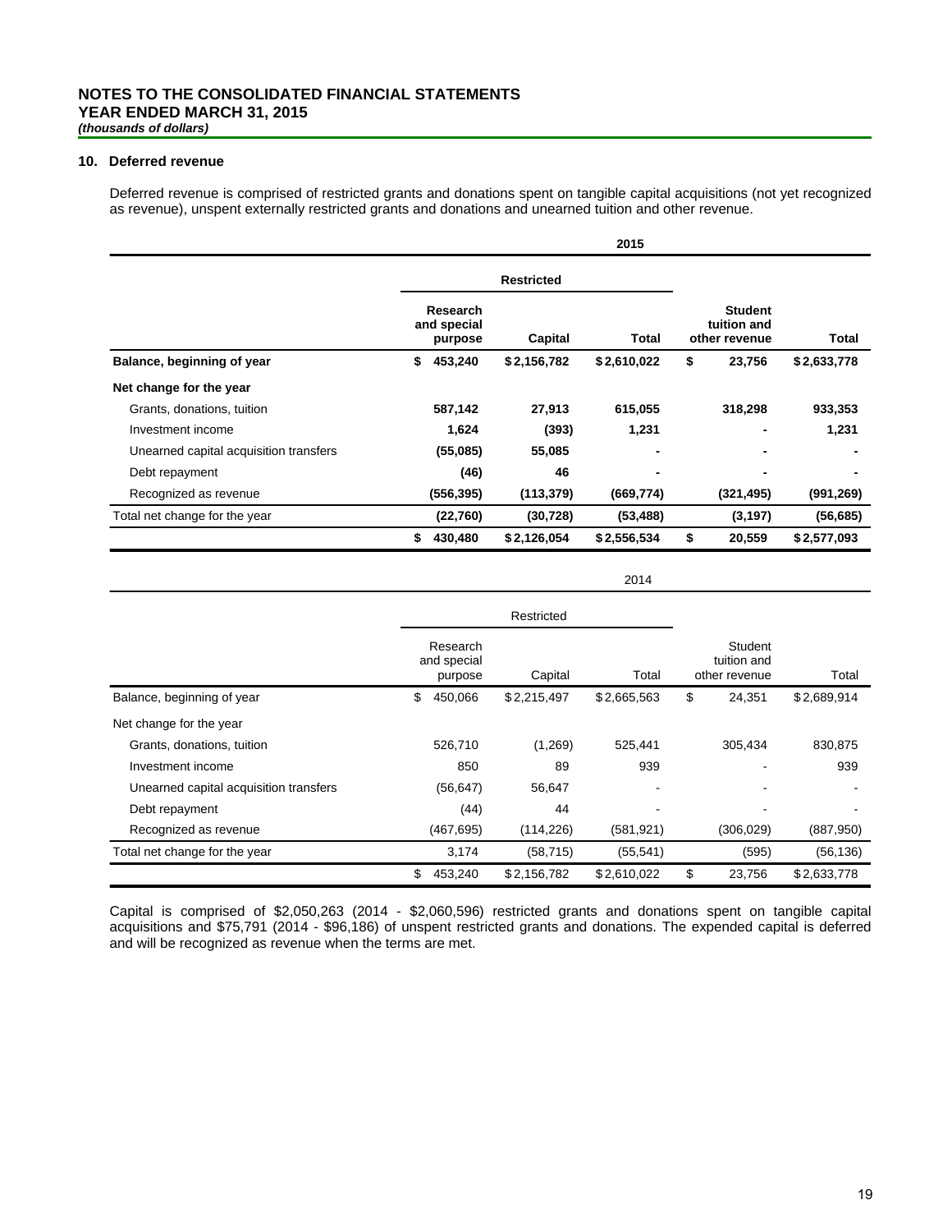**NOTES TO THE CONSOLIDATED FINANCIAL STATEMENTS**
**YEAR ENDED MARCH 31, 2015**
***(thousands of dollars)***

### 10. Deferred revenue

Deferred revenue is comprised of restricted grants and donations spent on tangible capital acquisitions (not yet recognized as revenue), unspent externally restricted grants and donations and unearned tuition and other revenue.

| | **2015** | | | | |
|---|---|---|---|---|---|
| | **Restricted** | | | | |
| | **Research and special purpose** | **Capital** | **Total** | **Student tuition and other revenue** | **Total** |
| **Balance, beginning of year** | **$ 453,240** | **$ 2,156,782** | **$ 2,610,022** | **$ 23,756** | **$ 2,633,778** |
| **Net change for the year** | | | | | |
| Grants, donations, tuition | **587,142** | **27,913** | **615,055** | **318,298** | **933,353** |
| Investment income | **1,624** | **(393)** | **1,231** | **-** | **1,231** |
| Unearned capital acquisition transfers | **(55,085)** | **55,085** | **-** | **-** | **-** |
| Debt repayment | **(46)** | **46** | **-** | **-** | **-** |
| Recognized as revenue | **(556,395)** | **(113,379)** | **(669,774)** | **(321,495)** | **(991,269)** |
| Total net change for the year | **(22,760)** | **(30,728)** | **(53,488)** | **(3,197)** | **(56,685)** |
| | **$ 430,480** | **$ 2,126,054** | **$ 2,556,534** | **$ 20,559** | **$ 2,577,093** |

| | 2014 | | | | |
|---|---|---|---|---|---|
| | Restricted | | | | |
| | Research and special purpose | Capital | Total | Student tuition and other revenue | Total |
| Balance, beginning of year | $ 450,066 | $ 2,215,497 | $ 2,665,563 | $ 24,351 | $ 2,689,914 |
| Net change for the year | | | | | |
| Grants, donations, tuition | 526,710 | (1,269) | 525,441 | 305,434 | 830,875 |
| Investment income | 850 | 89 | 939 | - | 939 |
| Unearned capital acquisition transfers | (56,647) | 56,647 | - | - | - |
| Debt repayment | (44) | 44 | - | - | - |
| Recognized as revenue | (467,695) | (114,226) | (581,921) | (306,029) | (887,950) |
| Total net change for the year | 3,174 | (58,715) | (55,541) | (595) | (56,136) |
| | $ 453,240 | $ 2,156,782 | $ 2,610,022 | $ 23,756 | $ 2,633,778 |

Capital is comprised of $2,050,263 (2014 - $2,060,596) restricted grants and donations spent on tangible capital acquisitions and $75,791 (2014 - $96,186) of unspent restricted grants and donations. The expended capital is deferred and will be recognized as revenue when the terms are met.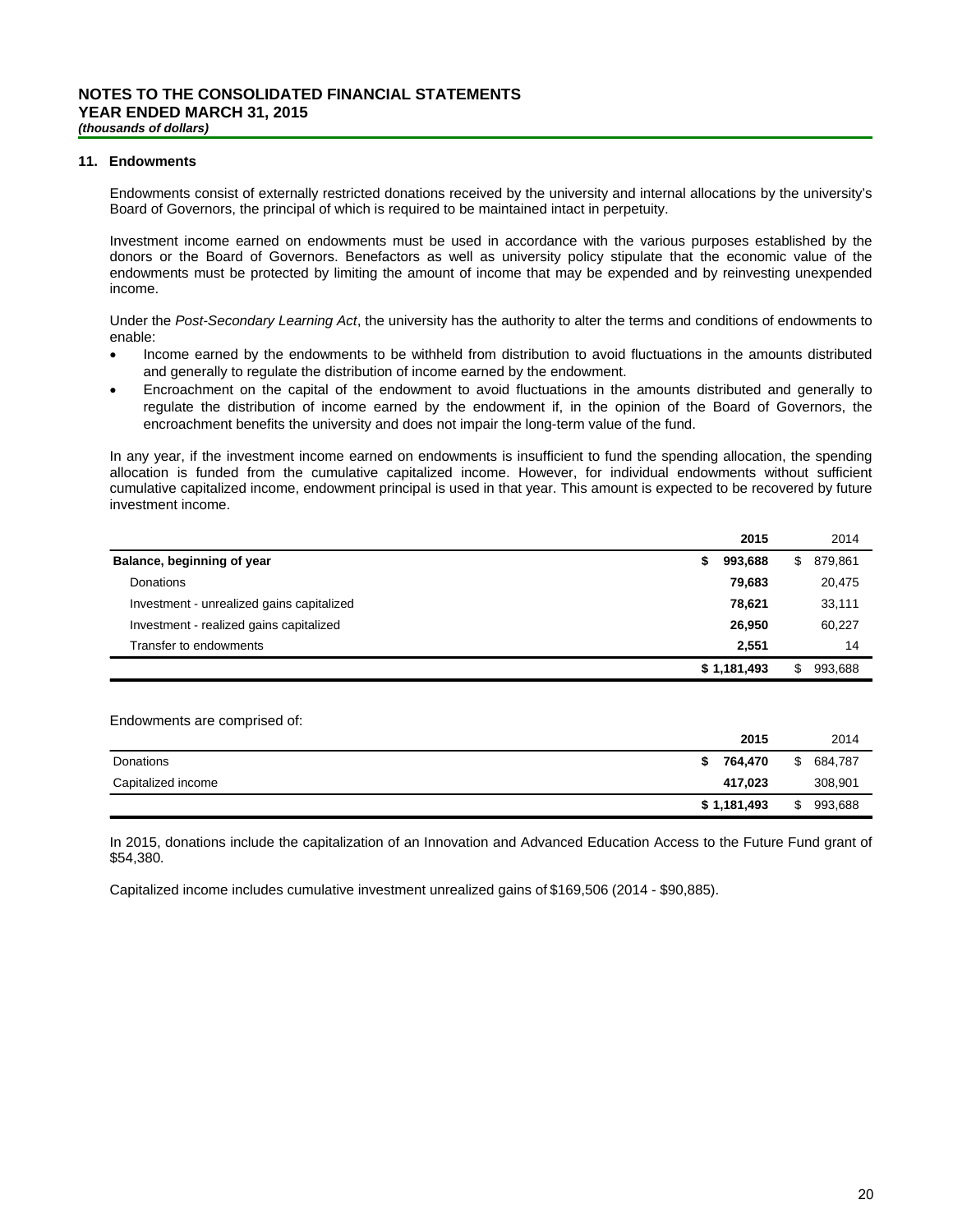# NOTES TO THE CONSOLIDATED FINANCIAL STATEMENTS
# YEAR ENDED MARCH 31, 2015
*(thousands of dollars)*

## 11. Endowments

Endowments consist of externally restricted donations received by the university and internal allocations by the university's Board of Governors, the principal of which is required to be maintained intact in perpetuity.

Investment income earned on endowments must be used in accordance with the various purposes established by the donors or the Board of Governors. Benefactors as well as university policy stipulate that the economic value of the endowments must be protected by limiting the amount of income that may be expended and by reinvesting unexpended income.

Under the *Post-Secondary Learning Act*, the university has the authority to alter the terms and conditions of endowments to enable:

- Income earned by the endowments to be withheld from distribution to avoid fluctuations in the amounts distributed and generally to regulate the distribution of income earned by the endowment.
- Encroachment on the capital of the endowment to avoid fluctuations in the amounts distributed and generally to regulate the distribution of income earned by the endowment if, in the opinion of the Board of Governors, the encroachment benefits the university and does not impair the long-term value of the fund.

In any year, if the investment income earned on endowments is insufficient to fund the spending allocation, the spending allocation is funded from the cumulative capitalized income. However, for individual endowments without sufficient cumulative capitalized income, endowment principal is used in that year. This amount is expected to be recovered by future investment income.

| | 2015 | 2014 |
|---|---|---|
| **Balance, beginning of year** | **$ 993,688** | $ 879,861 |
| Donations | **79,683** | 20,475 |
| Investment - unrealized gains capitalized | **78,621** | 33,111 |
| Investment - realized gains capitalized | **26,950** | 60,227 |
| Transfer to endowments | **2,551** | 14 |
| | **$ 1,181,493** | $ 993,688 |

Endowments are comprised of:

| | 2015 | 2014 |
|---|---|---|
| Donations | **$ 764,470** | $ 684,787 |
| Capitalized income | **417,023** | 308,901 |
| | **$ 1,181,493** | $ 993,688 |

In 2015, donations include the capitalization of an Innovation and Advanced Education Access to the Future Fund grant of $54,380.

Capitalized income includes cumulative investment unrealized gains of $169,506 (2014 - $90,885).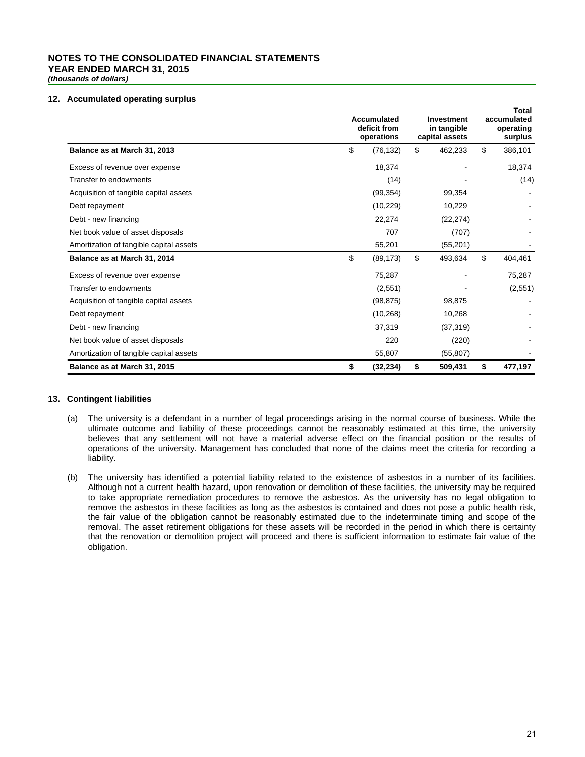**NOTES TO THE CONSOLIDATED FINANCIAL STATEMENTS**
**YEAR ENDED MARCH 31, 2015**
***(thousands of dollars)***

## 12. Accumulated operating surplus

| | Accumulated deficit from operations | Investment in tangible capital assets | Total accumulated operating surplus |
|---|---|---|---|
| **Balance as at March 31, 2013** | $ (76,132) | $ 462,233 | $ 386,101 |
| Excess of revenue over expense | 18,374 | - | 18,374 |
| Transfer to endowments | (14) | - | (14) |
| Acquisition of tangible capital assets | (99,354) | 99,354 | - |
| Debt repayment | (10,229) | 10,229 | - |
| Debt - new financing | 22,274 | (22,274) | - |
| Net book value of asset disposals | 707 | (707) | - |
| Amortization of tangible capital assets | 55,201 | (55,201) | - |
| **Balance as at March 31, 2014** | $ (89,173) | $ 493,634 | $ 404,461 |
| Excess of revenue over expense | 75,287 | - | 75,287 |
| Transfer to endowments | (2,551) | - | (2,551) |
| Acquisition of tangible capital assets | (98,875) | 98,875 | - |
| Debt repayment | (10,268) | 10,268 | - |
| Debt - new financing | 37,319 | (37,319) | - |
| Net book value of asset disposals | 220 | (220) | - |
| Amortization of tangible capital assets | 55,807 | (55,807) | - |
| **Balance as at March 31, 2015** | **$ (32,234)** | **$ 509,431** | **$ 477,197** |

## 13. Contingent liabilities

(a) The university is a defendant in a number of legal proceedings arising in the normal course of business. While the ultimate outcome and liability of these proceedings cannot be reasonably estimated at this time, the university believes that any settlement will not have a material adverse effect on the financial position or the results of operations of the university. Management has concluded that none of the claims meet the criteria for recording a liability.

(b) The university has identified a potential liability related to the existence of asbestos in a number of its facilities. Although not a current health hazard, upon renovation or demolition of these facilities, the university may be required to take appropriate remediation procedures to remove the asbestos. As the university has no legal obligation to remove the asbestos in these facilities as long as the asbestos is contained and does not pose a public health risk, the fair value of the obligation cannot be reasonably estimated due to the indeterminate timing and scope of the removal. The asset retirement obligations for these assets will be recorded in the period in which there is certainty that the renovation or demolition project will proceed and there is sufficient information to estimate fair value of the obligation.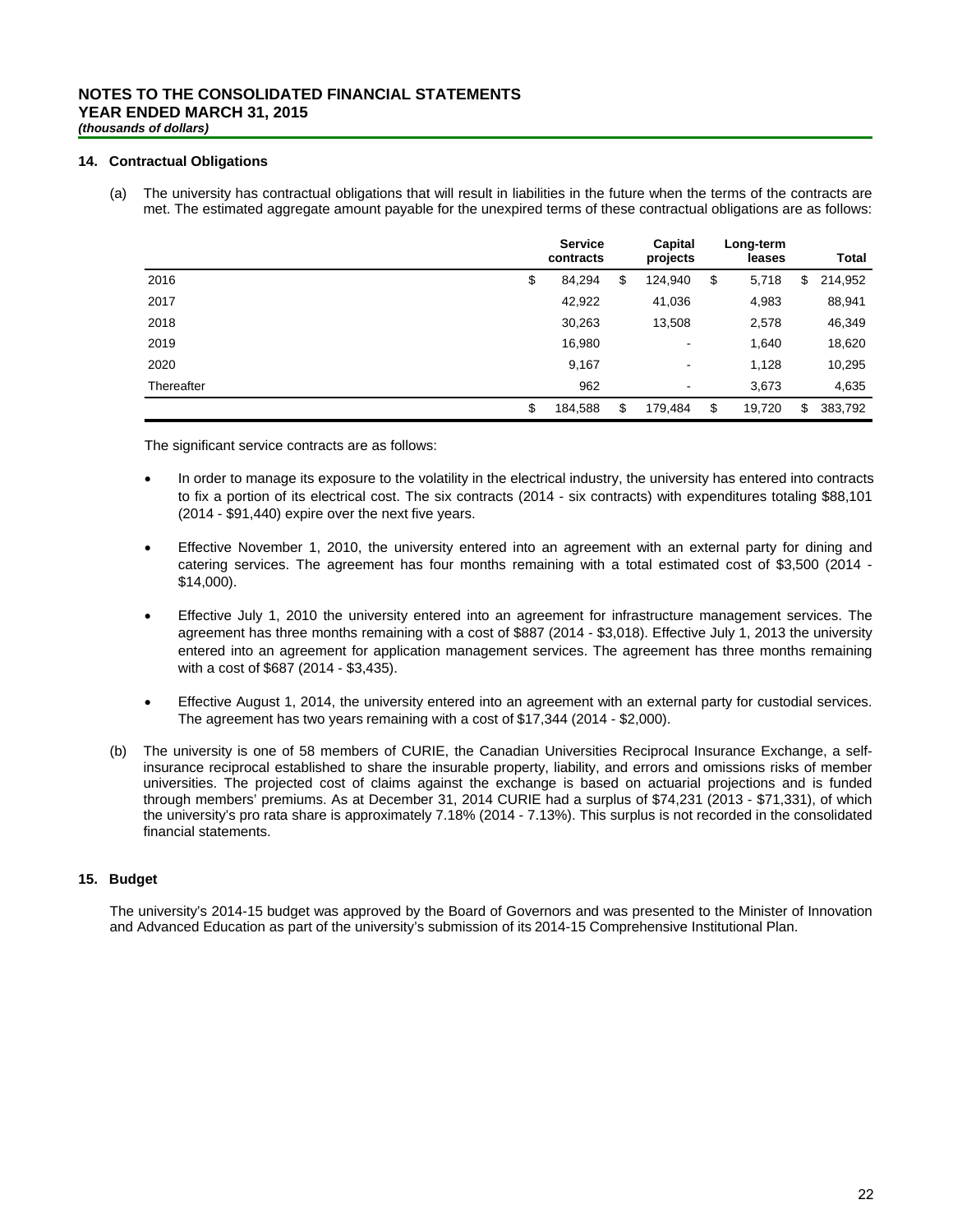**NOTES TO THE CONSOLIDATED FINANCIAL STATEMENTS**
**YEAR ENDED MARCH 31, 2015**
***(thousands of dollars)***

### 14. Contractual Obligations

(a) The university has contractual obligations that will result in liabilities in the future when the terms of the contracts are met. The estimated aggregate amount payable for the unexpired terms of these contractual obligations are as follows:

| | Service contracts | Capital projects | Long-term leases | Total |
|---|---|---|---|---|
| 2016 | $ 84,294 | $ 124,940 | $ 5,718 | $ 214,952 |
| 2017 | 42,922 | 41,036 | 4,983 | 88,941 |
| 2018 | 30,263 | 13,508 | 2,578 | 46,349 |
| 2019 | 16,980 | - | 1,640 | 18,620 |
| 2020 | 9,167 | - | 1,128 | 10,295 |
| Thereafter | 962 | - | 3,673 | 4,635 |
| | $ 184,588 | $ 179,484 | $ 19,720 | $ 383,792 |

The significant service contracts are as follows:

- In order to manage its exposure to the volatility in the electrical industry, the university has entered into contracts to fix a portion of its electrical cost. The six contracts (2014 - six contracts) with expenditures totaling $88,101 (2014 - $91,440) expire over the next five years.
- Effective November 1, 2010, the university entered into an agreement with an external party for dining and catering services. The agreement has four months remaining with a total estimated cost of $3,500 (2014 - $14,000).
- Effective July 1, 2010 the university entered into an agreement for infrastructure management services. The agreement has three months remaining with a cost of $887 (2014 - $3,018). Effective July 1, 2013 the university entered into an agreement for application management services. The agreement has three months remaining with a cost of $687 (2014 - $3,435).
- Effective August 1, 2014, the university entered into an agreement with an external party for custodial services. The agreement has two years remaining with a cost of $17,344 (2014 - $2,000).

(b) The university is one of 58 members of CURIE, the Canadian Universities Reciprocal Insurance Exchange, a self-insurance reciprocal established to share the insurable property, liability, and errors and omissions risks of member universities. The projected cost of claims against the exchange is based on actuarial projections and is funded through members' premiums. As at December 31, 2014 CURIE had a surplus of $74,231 (2013 - $71,331), of which the university's pro rata share is approximately 7.18% (2014 - 7.13%). This surplus is not recorded in the consolidated financial statements.

### 15. Budget

The university's 2014-15 budget was approved by the Board of Governors and was presented to the Minister of Innovation and Advanced Education as part of the university's submission of its 2014-15 Comprehensive Institutional Plan.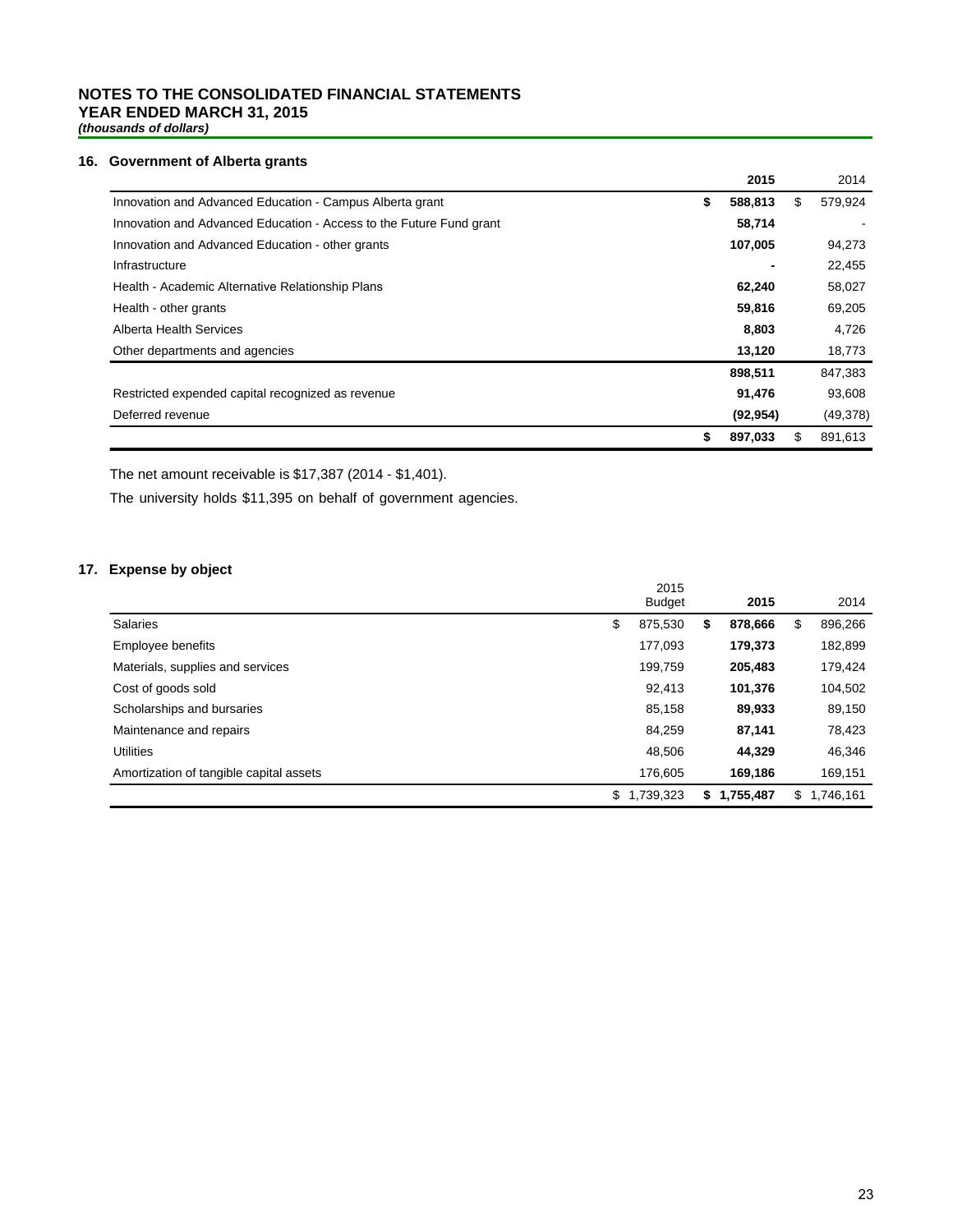# NOTES TO THE CONSOLIDATED FINANCIAL STATEMENTS
## YEAR ENDED MARCH 31, 2015
***(thousands of dollars)***

### 16. Government of Alberta grants

| | **2015** | 2014 |
|---|---|---|
| Innovation and Advanced Education - Campus Alberta grant | **$ 588,813** | $ 579,924 |
| Innovation and Advanced Education - Access to the Future Fund grant | **58,714** | - |
| Innovation and Advanced Education - other grants | **107,005** | 94,273 |
| Infrastructure | **-** | 22,455 |
| Health - Academic Alternative Relationship Plans | **62,240** | 58,027 |
| Health - other grants | **59,816** | 69,205 |
| Alberta Health Services | **8,803** | 4,726 |
| Other departments and agencies | **13,120** | 18,773 |
| | **898,511** | 847,383 |
| Restricted expended capital recognized as revenue | **91,476** | 93,608 |
| Deferred revenue | **(92,954)** | (49,378) |
| | **$ 897,033** | $ 891,613 |

The net amount receivable is $17,387 (2014 - $1,401).

The university holds $11,395 on behalf of government agencies.

### 17. Expense by object

| | 2015 Budget | **2015** | 2014 |
|---|---|---|---|
| Salaries | $ 875,530 | **$ 878,666** | $ 896,266 |
| Employee benefits | 177,093 | **179,373** | 182,899 |
| Materials, supplies and services | 199,759 | **205,483** | 179,424 |
| Cost of goods sold | 92,413 | **101,376** | 104,502 |
| Scholarships and bursaries | 85,158 | **89,933** | 89,150 |
| Maintenance and repairs | 84,259 | **87,141** | 78,423 |
| Utilities | 48,506 | **44,329** | 46,346 |
| Amortization of tangible capital assets | 176,605 | **169,186** | 169,151 |
| | $ 1,739,323 | **$ 1,755,487** | $ 1,746,161 |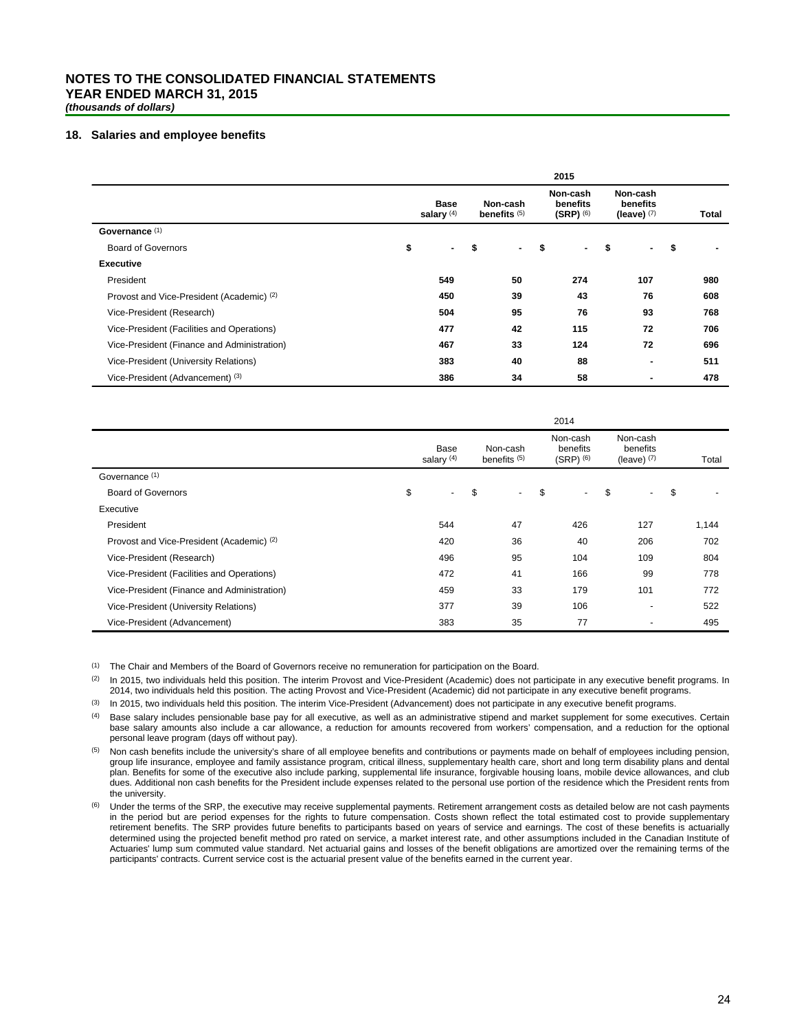# NOTES TO THE CONSOLIDATED FINANCIAL STATEMENTS
# YEAR ENDED MARCH 31, 2015
***(thousands of dollars)***

## 18. Salaries and employee benefits

| | 2015 | | | | |
|---|---|---|---|---|---|
| | **Base salary [4]** | **Non-cash benefits [5]** | **Non-cash benefits (SRP) [6]** | **Non-cash benefits (leave) [7]** | **Total** |
| **Governance [1]** | | | | | |
| Board of Governors | $ - | $ - | $ - | $ - | $ - |
| **Executive** | | | | | |
| President | **549** | **50** | **274** | **107** | **980** |
| Provost and Vice-President (Academic) [2] | **450** | **39** | **43** | **76** | **608** |
| Vice-President (Research) | **504** | **95** | **76** | **93** | **768** |
| Vice-President (Facilities and Operations) | **477** | **42** | **115** | **72** | **706** |
| Vice-President (Finance and Administration) | **467** | **33** | **124** | **72** | **696** |
| Vice-President (University Relations) | **383** | **40** | **88** | **-** | **511** |
| Vice-President (Advancement) [3] | **386** | **34** | **58** | **-** | **478** |

| | 2014 | | | | |
|---|---|---|---|---|---|
| | Base salary [4] | Non-cash benefits [5] | Non-cash benefits (SRP) [6] | Non-cash benefits (leave) [7] | Total |
| Governance [1] | | | | | |
| Board of Governors | $ - | $ - | $ - | $ - | $ - |
| Executive | | | | | |
| President | 544 | 47 | 426 | 127 | 1,144 |
| Provost and Vice-President (Academic) [2] | 420 | 36 | 40 | 206 | 702 |
| Vice-President (Research) | 496 | 95 | 104 | 109 | 804 |
| Vice-President (Facilities and Operations) | 472 | 41 | 166 | 99 | 778 |
| Vice-President (Finance and Administration) | 459 | 33 | 179 | 101 | 772 |
| Vice-President (University Relations) | 377 | 39 | 106 | - | 522 |
| Vice-President (Advancement) | 383 | 35 | 77 | - | 495 |

(1) The Chair and Members of the Board of Governors receive no remuneration for participation on the Board.

(2) In 2015, two individuals held this position. The interim Provost and Vice-President (Academic) does not participate in any executive benefit programs. In 2014, two individuals held this position. The acting Provost and Vice-President (Academic) did not participate in any executive benefit programs.

(3) In 2015, two individuals held this position. The interim Vice-President (Advancement) does not participate in any executive benefit programs.

(4) Base salary includes pensionable base pay for all executive, as well as an administrative stipend and market supplement for some executives. Certain base salary amounts also include a car allowance, a reduction for amounts recovered from workers' compensation, and a reduction for the optional personal leave program (days off without pay).

(5) Non cash benefits include the university's share of all employee benefits and contributions or payments made on behalf of employees including pension, group life insurance, employee and family assistance program, critical illness, supplementary health care, short and long term disability plans and dental plan. Benefits for some of the executive also include parking, supplemental life insurance, forgivable housing loans, mobile device allowances, and club dues. Additional non cash benefits for the President include expenses related to the personal use portion of the residence which the President rents from the university.

(6) Under the terms of the SRP, the executive may receive supplemental payments. Retirement arrangement costs as detailed below are not cash payments in the period but are period expenses for the rights to future compensation. Costs shown reflect the total estimated cost to provide supplementary retirement benefits. The SRP provides future benefits to participants based on years of service and earnings. The cost of these benefits is actuarially determined using the projected benefit method pro rated on service, a market interest rate, and other assumptions included in the Canadian Institute of Actuaries' lump sum commuted value standard. Net actuarial gains and losses of the benefit obligations are amortized over the remaining terms of the participants' contracts. Current service cost is the actuarial present value of the benefits earned in the current year.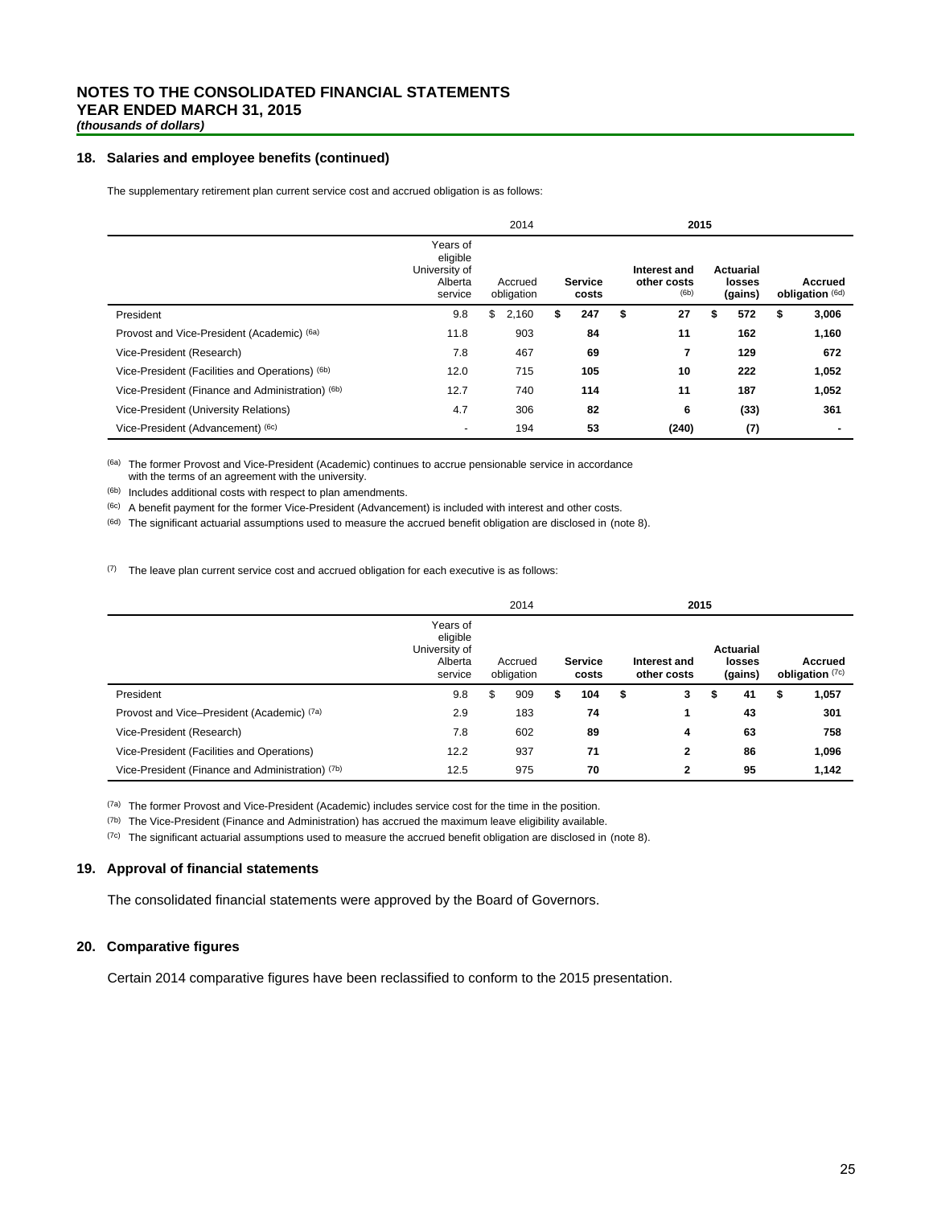**NOTES TO THE CONSOLIDATED FINANCIAL STATEMENTS**
**YEAR ENDED MARCH 31, 2015**
***(thousands of dollars)***

### 18. Salaries and employee benefits (continued)

The supplementary retirement plan current service cost and accrued obligation is as follows:

| | 2014 | | 2015 | | | |
|---|---|---|---|---|---|---|
| | Years of eligible University of Alberta service | Accrued obligation | **Service costs** | **Interest and other costs** (6b) | **Actuarial losses (gains)** | **Accrued obligation** (6d) |
| President | 9.8 | $ 2,160 | **$ 247** | **$ 27** | **$ 572** | **$ 3,006** |
| Provost and Vice-President (Academic) (6a) | 11.8 | 903 | **84** | **11** | **162** | **1,160** |
| Vice-President (Research) | 7.8 | 467 | **69** | **7** | **129** | **672** |
| Vice-President (Facilities and Operations) (6b) | 12.0 | 715 | **105** | **10** | **222** | **1,052** |
| Vice-President (Finance and Administration) (6b) | 12.7 | 740 | **114** | **11** | **187** | **1,052** |
| Vice-President (University Relations) | 4.7 | 306 | **82** | **6** | **(33)** | **361** |
| Vice-President (Advancement) (6c) | - | 194 | **53** | **(240)** | **(7)** | **-** |

(6a) The former Provost and Vice-President (Academic) continues to accrue pensionable service in accordance with the terms of an agreement with the university.

(6b) Includes additional costs with respect to plan amendments.

(6c) A benefit payment for the former Vice-President (Advancement) is included with interest and other costs.

(6d) The significant actuarial assumptions used to measure the accrued benefit obligation are disclosed in (note 8).

(7) The leave plan current service cost and accrued obligation for each executive is as follows:

| | 2014 | | 2015 | | | |
|---|---|---|---|---|---|---|
| | Years of eligible University of Alberta service | Accrued obligation | **Service costs** | **Interest and other costs** | **Actuarial losses (gains)** | **Accrued obligation** (7c) |
| President | 9.8 | $ 909 | **$ 104** | **$ 3** | **$ 41** | **$ 1,057** |
| Provost and Vice–President (Academic) (7a) | 2.9 | 183 | **74** | **1** | **43** | **301** |
| Vice-President (Research) | 7.8 | 602 | **89** | **4** | **63** | **758** |
| Vice-President (Facilities and Operations) | 12.2 | 937 | **71** | **2** | **86** | **1,096** |
| Vice-President (Finance and Administration) (7b) | 12.5 | 975 | **70** | **2** | **95** | **1,142** |

(7a) The former Provost and Vice-President (Academic) includes service cost for the time in the position.

(7b) The Vice-President (Finance and Administration) has accrued the maximum leave eligibility available.

(7c) The significant actuarial assumptions used to measure the accrued benefit obligation are disclosed in (note 8).

### 19. Approval of financial statements

The consolidated financial statements were approved by the Board of Governors.

### 20. Comparative figures

Certain 2014 comparative figures have been reclassified to conform to the 2015 presentation.